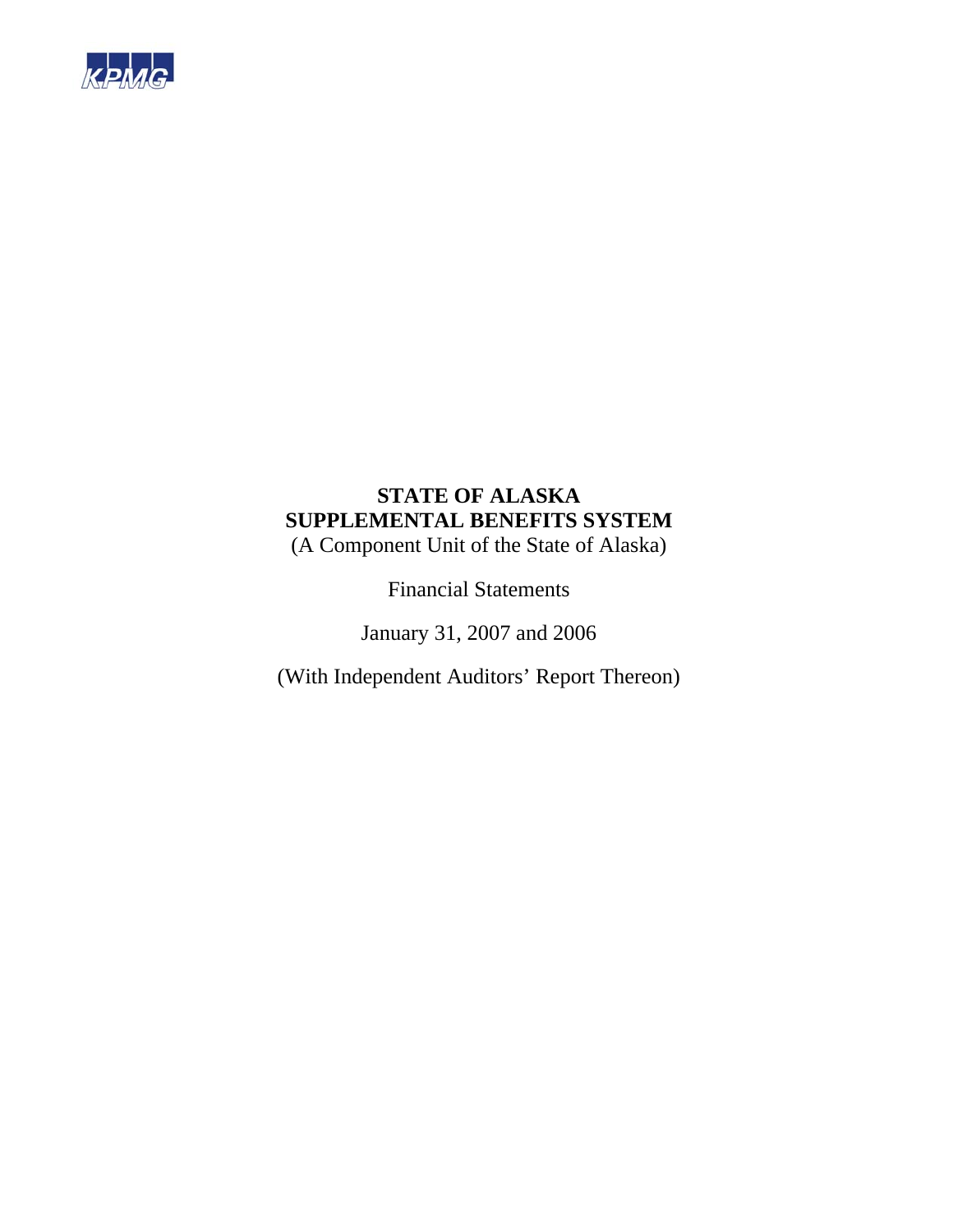KPMG

# STATE OF ALASKA
# SUPPLEMENTAL BENEFITS SYSTEM

(A Component Unit of the State of Alaska)

Financial Statements

January 31, 2007 and 2006

(With Independent Auditors' Report Thereon)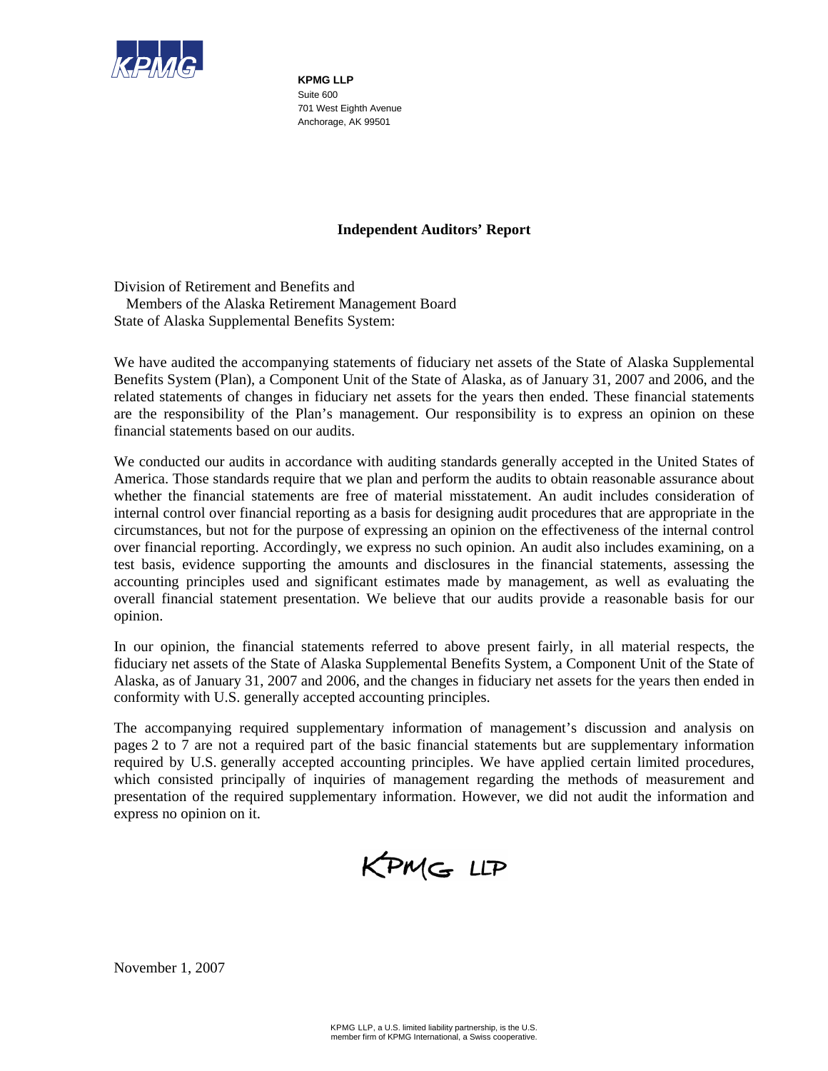KPMG

**KPMG LLP**
Suite 600
701 West Eighth Avenue
Anchorage, AK 99501

## Independent Auditors' Report

Division of Retirement and Benefits and
Members of the Alaska Retirement Management Board
State of Alaska Supplemental Benefits System:

We have audited the accompanying statements of fiduciary net assets of the State of Alaska Supplemental Benefits System (Plan), a Component Unit of the State of Alaska, as of January 31, 2007 and 2006, and the related statements of changes in fiduciary net assets for the years then ended. These financial statements are the responsibility of the Plan's management. Our responsibility is to express an opinion on these financial statements based on our audits.

We conducted our audits in accordance with auditing standards generally accepted in the United States of America. Those standards require that we plan and perform the audits to obtain reasonable assurance about whether the financial statements are free of material misstatement. An audit includes consideration of internal control over financial reporting as a basis for designing audit procedures that are appropriate in the circumstances, but not for the purpose of expressing an opinion on the effectiveness of the internal control over financial reporting. Accordingly, we express no such opinion. An audit also includes examining, on a test basis, evidence supporting the amounts and disclosures in the financial statements, assessing the accounting principles used and significant estimates made by management, as well as evaluating the overall financial statement presentation. We believe that our audits provide a reasonable basis for our opinion.

In our opinion, the financial statements referred to above present fairly, in all material respects, the fiduciary net assets of the State of Alaska Supplemental Benefits System, a Component Unit of the State of Alaska, as of January 31, 2007 and 2006, and the changes in fiduciary net assets for the years then ended in conformity with U.S. generally accepted accounting principles.

The accompanying required supplementary information of management's discussion and analysis on pages 2 to 7 are not a required part of the basic financial statements but are supplementary information required by U.S. generally accepted accounting principles. We have applied certain limited procedures, which consisted principally of inquiries of management regarding the methods of measurement and presentation of the required supplementary information. However, we did not audit the information and express no opinion on it.

KPMG LLP

November 1, 2007

KPMG LLP, a U.S. limited liability partnership, is the U.S. member firm of KPMG International, a Swiss cooperative.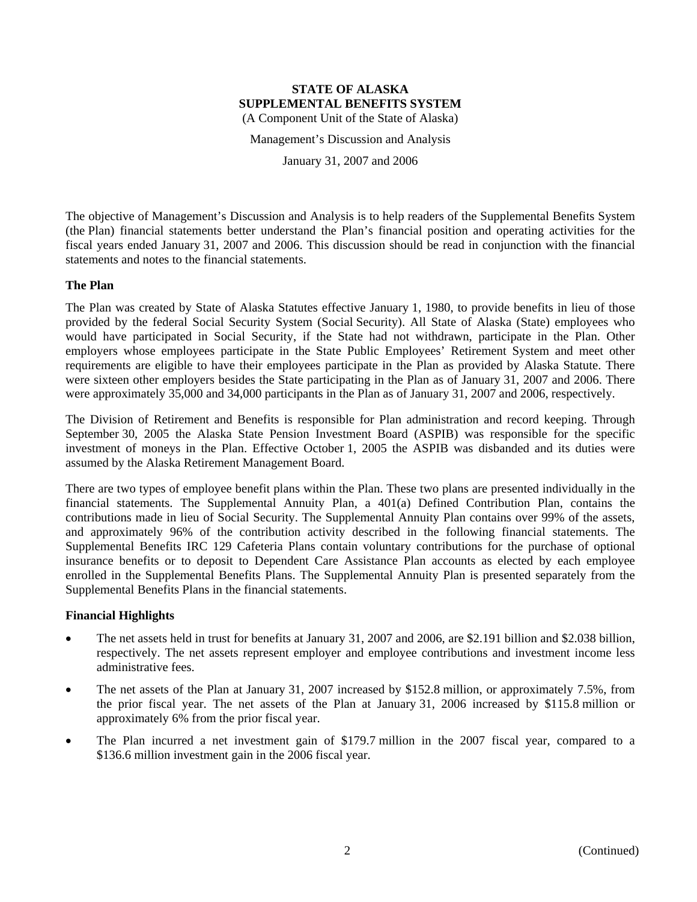# STATE OF ALASKA
# SUPPLEMENTAL BENEFITS SYSTEM

(A Component Unit of the State of Alaska)

Management's Discussion and Analysis

January 31, 2007 and 2006

The objective of Management's Discussion and Analysis is to help readers of the Supplemental Benefits System (the Plan) financial statements better understand the Plan's financial position and operating activities for the fiscal years ended January 31, 2007 and 2006. This discussion should be read in conjunction with the financial statements and notes to the financial statements.

### The Plan

The Plan was created by State of Alaska Statutes effective January 1, 1980, to provide benefits in lieu of those provided by the federal Social Security System (Social Security). All State of Alaska (State) employees who would have participated in Social Security, if the State had not withdrawn, participate in the Plan. Other employers whose employees participate in the State Public Employees' Retirement System and meet other requirements are eligible to have their employees participate in the Plan as provided by Alaska Statute. There were sixteen other employers besides the State participating in the Plan as of January 31, 2007 and 2006. There were approximately 35,000 and 34,000 participants in the Plan as of January 31, 2007 and 2006, respectively.

The Division of Retirement and Benefits is responsible for Plan administration and record keeping. Through September 30, 2005 the Alaska State Pension Investment Board (ASPIB) was responsible for the specific investment of moneys in the Plan. Effective October 1, 2005 the ASPIB was disbanded and its duties were assumed by the Alaska Retirement Management Board.

There are two types of employee benefit plans within the Plan. These two plans are presented individually in the financial statements. The Supplemental Annuity Plan, a 401(a) Defined Contribution Plan, contains the contributions made in lieu of Social Security. The Supplemental Annuity Plan contains over 99% of the assets, and approximately 96% of the contribution activity described in the following financial statements. The Supplemental Benefits IRC 129 Cafeteria Plans contain voluntary contributions for the purchase of optional insurance benefits or to deposit to Dependent Care Assistance Plan accounts as elected by each employee enrolled in the Supplemental Benefits Plans. The Supplemental Annuity Plan is presented separately from the Supplemental Benefits Plans in the financial statements.

### Financial Highlights

- The net assets held in trust for benefits at January 31, 2007 and 2006, are $2.191 billion and $2.038 billion, respectively. The net assets represent employer and employee contributions and investment income less administrative fees.
- The net assets of the Plan at January 31, 2007 increased by $152.8 million, or approximately 7.5%, from the prior fiscal year. The net assets of the Plan at January 31, 2006 increased by $115.8 million or approximately 6% from the prior fiscal year.
- The Plan incurred a net investment gain of $179.7 million in the 2007 fiscal year, compared to a $136.6 million investment gain in the 2006 fiscal year.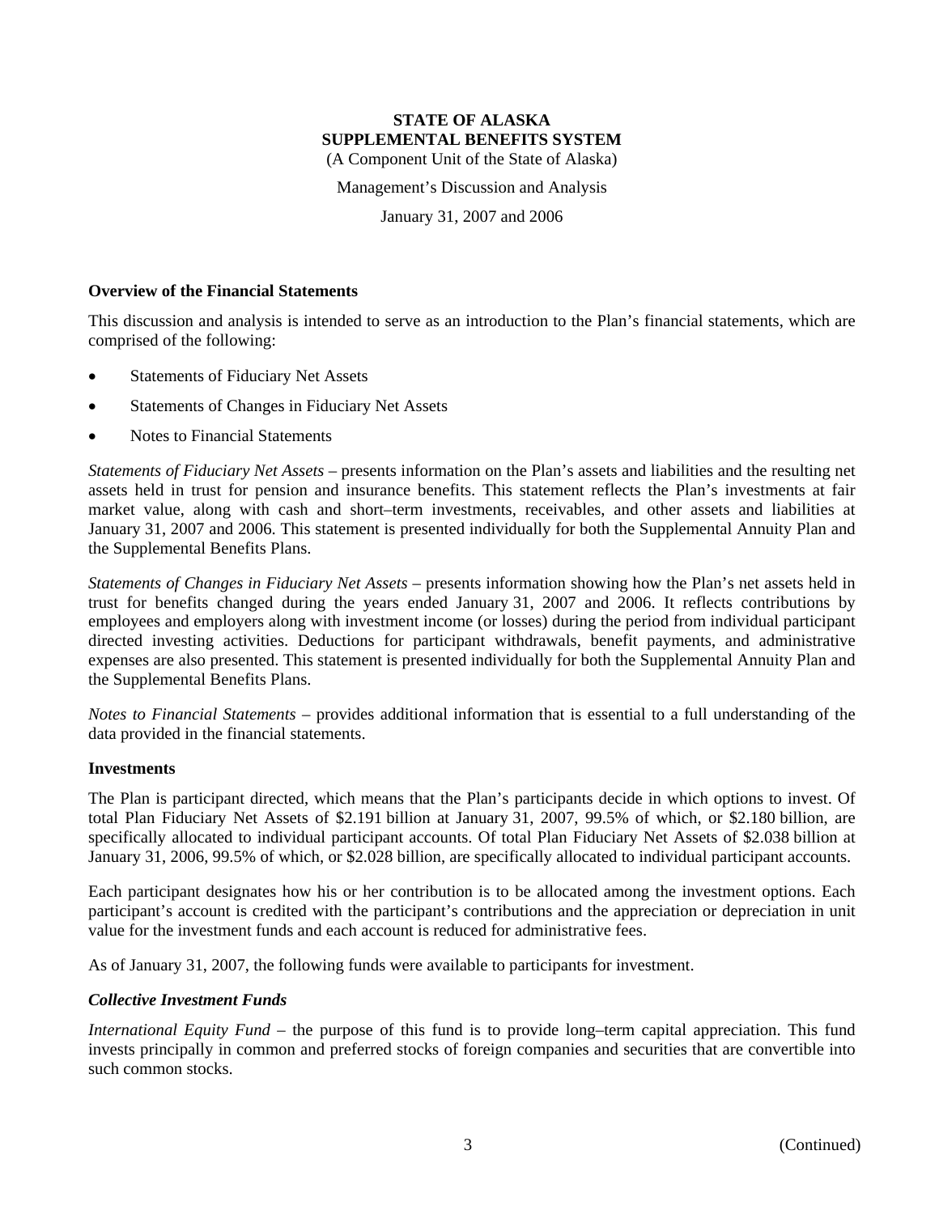**STATE OF ALASKA**
**SUPPLEMENTAL BENEFITS SYSTEM**
(A Component Unit of the State of Alaska)

Management's Discussion and Analysis

January 31, 2007 and 2006

### Overview of the Financial Statements

This discussion and analysis is intended to serve as an introduction to the Plan's financial statements, which are comprised of the following:

- Statements of Fiduciary Net Assets
- Statements of Changes in Fiduciary Net Assets
- Notes to Financial Statements

*Statements of Fiduciary Net Assets* – presents information on the Plan's assets and liabilities and the resulting net assets held in trust for pension and insurance benefits. This statement reflects the Plan's investments at fair market value, along with cash and short–term investments, receivables, and other assets and liabilities at January 31, 2007 and 2006. This statement is presented individually for both the Supplemental Annuity Plan and the Supplemental Benefits Plans.

*Statements of Changes in Fiduciary Net Assets* – presents information showing how the Plan's net assets held in trust for benefits changed during the years ended January 31, 2007 and 2006. It reflects contributions by employees and employers along with investment income (or losses) during the period from individual participant directed investing activities. Deductions for participant withdrawals, benefit payments, and administrative expenses are also presented. This statement is presented individually for both the Supplemental Annuity Plan and the Supplemental Benefits Plans.

*Notes to Financial Statements* – provides additional information that is essential to a full understanding of the data provided in the financial statements.

### Investments

The Plan is participant directed, which means that the Plan's participants decide in which options to invest. Of total Plan Fiduciary Net Assets of $2.191 billion at January 31, 2007, 99.5% of which, or $2.180 billion, are specifically allocated to individual participant accounts. Of total Plan Fiduciary Net Assets of $2.038 billion at January 31, 2006, 99.5% of which, or $2.028 billion, are specifically allocated to individual participant accounts.

Each participant designates how his or her contribution is to be allocated among the investment options. Each participant's account is credited with the participant's contributions and the appreciation or depreciation in unit value for the investment funds and each account is reduced for administrative fees.

As of January 31, 2007, the following funds were available to participants for investment.

#### *Collective Investment Funds*

*International Equity Fund* – the purpose of this fund is to provide long–term capital appreciation. This fund invests principally in common and preferred stocks of foreign companies and securities that are convertible into such common stocks.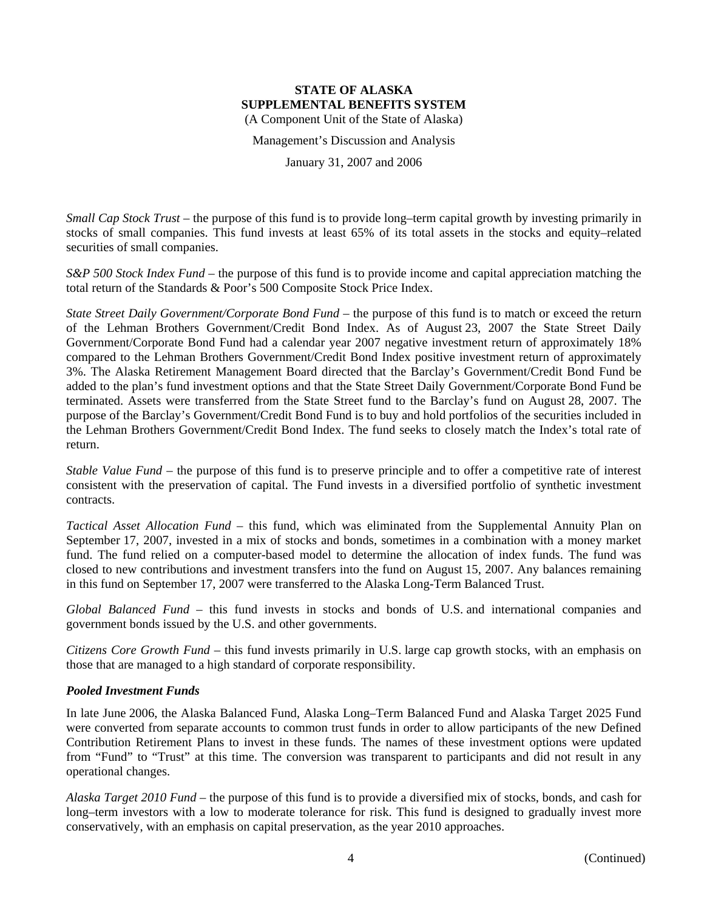*Small Cap Stock Trust* – the purpose of this fund is to provide long–term capital growth by investing primarily in stocks of small companies. This fund invests at least 65% of its total assets in the stocks and equity–related securities of small companies.

*S&P 500 Stock Index Fund* – the purpose of this fund is to provide income and capital appreciation matching the total return of the Standards & Poor's 500 Composite Stock Price Index.

*State Street Daily Government/Corporate Bond Fund* – the purpose of this fund is to match or exceed the return of the Lehman Brothers Government/Credit Bond Index. As of August 23, 2007 the State Street Daily Government/Corporate Bond Fund had a calendar year 2007 negative investment return of approximately 18% compared to the Lehman Brothers Government/Credit Bond Index positive investment return of approximately 3%. The Alaska Retirement Management Board directed that the Barclay's Government/Credit Bond Fund be added to the plan's fund investment options and that the State Street Daily Government/Corporate Bond Fund be terminated. Assets were transferred from the State Street fund to the Barclay's fund on August 28, 2007. The purpose of the Barclay's Government/Credit Bond Fund is to buy and hold portfolios of the securities included in the Lehman Brothers Government/Credit Bond Index. The fund seeks to closely match the Index's total rate of return.

*Stable Value Fund* – the purpose of this fund is to preserve principle and to offer a competitive rate of interest consistent with the preservation of capital. The Fund invests in a diversified portfolio of synthetic investment contracts.

*Tactical Asset Allocation Fund* – this fund, which was eliminated from the Supplemental Annuity Plan on September 17, 2007, invested in a mix of stocks and bonds, sometimes in a combination with a money market fund. The fund relied on a computer-based model to determine the allocation of index funds. The fund was closed to new contributions and investment transfers into the fund on August 15, 2007. Any balances remaining in this fund on September 17, 2007 were transferred to the Alaska Long-Term Balanced Trust.

*Global Balanced Fund* – this fund invests in stocks and bonds of U.S. and international companies and government bonds issued by the U.S. and other governments.

*Citizens Core Growth Fund* – this fund invests primarily in U.S. large cap growth stocks, with an emphasis on those that are managed to a high standard of corporate responsibility.

### *Pooled Investment Funds*

In late June 2006, the Alaska Balanced Fund, Alaska Long–Term Balanced Fund and Alaska Target 2025 Fund were converted from separate accounts to common trust funds in order to allow participants of the new Defined Contribution Retirement Plans to invest in these funds. The names of these investment options were updated from "Fund" to "Trust" at this time. The conversion was transparent to participants and did not result in any operational changes.

*Alaska Target 2010 Fund* – the purpose of this fund is to provide a diversified mix of stocks, bonds, and cash for long–term investors with a low to moderate tolerance for risk. This fund is designed to gradually invest more conservatively, with an emphasis on capital preservation, as the year 2010 approaches.

(Continued)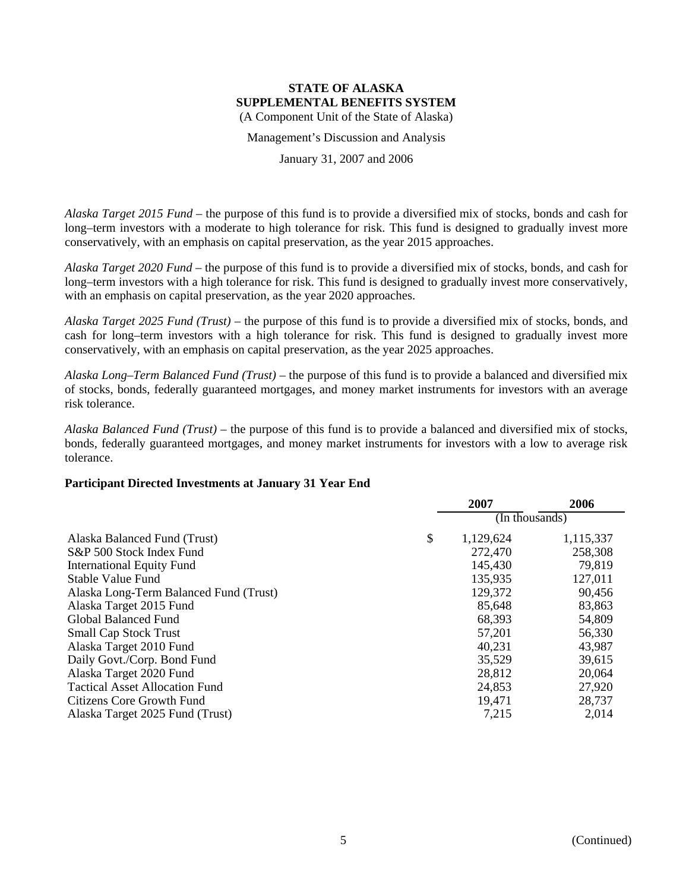*Alaska Target 2015 Fund* – the purpose of this fund is to provide a diversified mix of stocks, bonds and cash for long–term investors with a moderate to high tolerance for risk. This fund is designed to gradually invest more conservatively, with an emphasis on capital preservation, as the year 2015 approaches.

*Alaska Target 2020 Fund* – the purpose of this fund is to provide a diversified mix of stocks, bonds, and cash for long–term investors with a high tolerance for risk. This fund is designed to gradually invest more conservatively, with an emphasis on capital preservation, as the year 2020 approaches.

*Alaska Target 2025 Fund (Trust)* – the purpose of this fund is to provide a diversified mix of stocks, bonds, and cash for long–term investors with a high tolerance for risk. This fund is designed to gradually invest more conservatively, with an emphasis on capital preservation, as the year 2025 approaches.

*Alaska Long–Term Balanced Fund (Trust)* – the purpose of this fund is to provide a balanced and diversified mix of stocks, bonds, federally guaranteed mortgages, and money market instruments for investors with an average risk tolerance.

*Alaska Balanced Fund (Trust)* – the purpose of this fund is to provide a balanced and diversified mix of stocks, bonds, federally guaranteed mortgages, and money market instruments for investors with a low to average risk tolerance.

**Participant Directed Investments at January 31 Year End**

| | 2007 | 2006 |
|---|---|---|
| | (In thousands) | |
| Alaska Balanced Fund (Trust) | $ 1,129,624 | 1,115,337 |
| S&P 500 Stock Index Fund | 272,470 | 258,308 |
| International Equity Fund | 145,430 | 79,819 |
| Stable Value Fund | 135,935 | 127,011 |
| Alaska Long-Term Balanced Fund (Trust) | 129,372 | 90,456 |
| Alaska Target 2015 Fund | 85,648 | 83,863 |
| Global Balanced Fund | 68,393 | 54,809 |
| Small Cap Stock Trust | 57,201 | 56,330 |
| Alaska Target 2010 Fund | 40,231 | 43,987 |
| Daily Govt./Corp. Bond Fund | 35,529 | 39,615 |
| Alaska Target 2020 Fund | 28,812 | 20,064 |
| Tactical Asset Allocation Fund | 24,853 | 27,920 |
| Citizens Core Growth Fund | 19,471 | 28,737 |
| Alaska Target 2025 Fund (Trust) | 7,215 | 2,014 |

(Continued)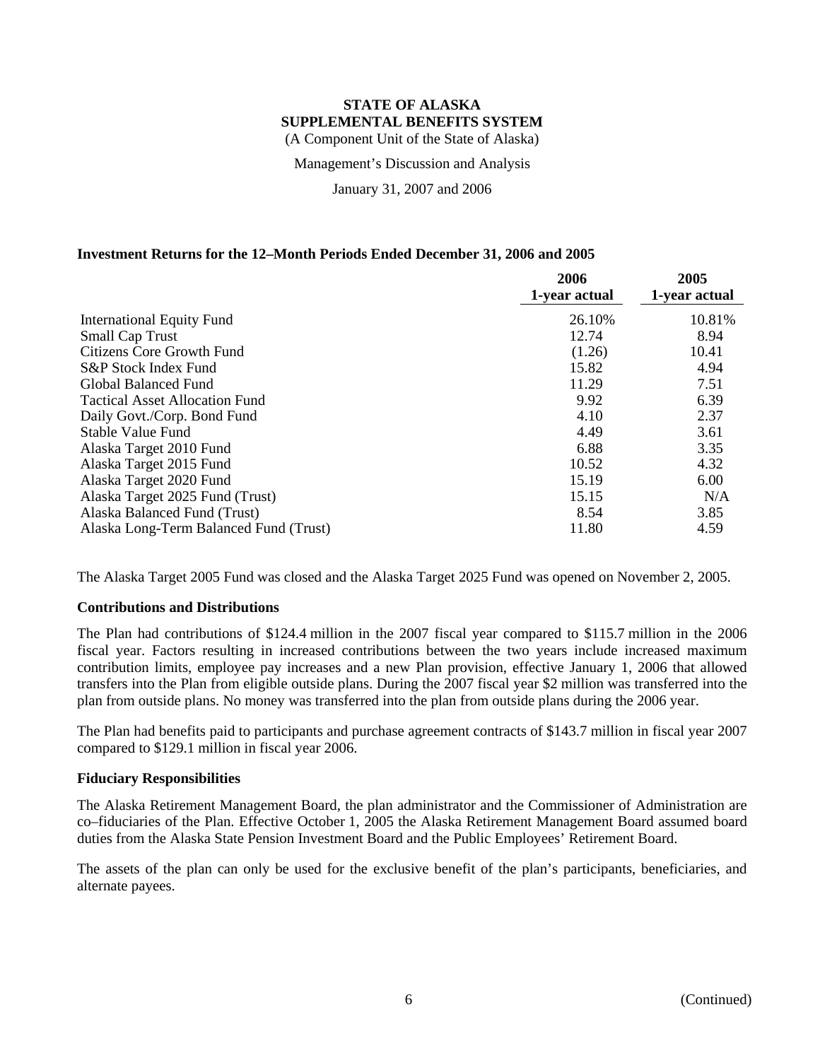**STATE OF ALASKA**
**SUPPLEMENTAL BENEFITS SYSTEM**
(A Component Unit of the State of Alaska)

Management's Discussion and Analysis

January 31, 2007 and 2006

### Investment Returns for the 12–Month Periods Ended December 31, 2006 and 2005

| | 2006 1-year actual | 2005 1-year actual |
|---|---|---|
| International Equity Fund | 26.10% | 10.81% |
| Small Cap Trust | 12.74 | 8.94 |
| Citizens Core Growth Fund | (1.26) | 10.41 |
| S&P Stock Index Fund | 15.82 | 4.94 |
| Global Balanced Fund | 11.29 | 7.51 |
| Tactical Asset Allocation Fund | 9.92 | 6.39 |
| Daily Govt./Corp. Bond Fund | 4.10 | 2.37 |
| Stable Value Fund | 4.49 | 3.61 |
| Alaska Target 2010 Fund | 6.88 | 3.35 |
| Alaska Target 2015 Fund | 10.52 | 4.32 |
| Alaska Target 2020 Fund | 15.19 | 6.00 |
| Alaska Target 2025 Fund (Trust) | 15.15 | N/A |
| Alaska Balanced Fund (Trust) | 8.54 | 3.85 |
| Alaska Long-Term Balanced Fund (Trust) | 11.80 | 4.59 |

The Alaska Target 2005 Fund was closed and the Alaska Target 2025 Fund was opened on November 2, 2005.

### Contributions and Distributions

The Plan had contributions of $124.4 million in the 2007 fiscal year compared to $115.7 million in the 2006 fiscal year. Factors resulting in increased contributions between the two years include increased maximum contribution limits, employee pay increases and a new Plan provision, effective January 1, 2006 that allowed transfers into the Plan from eligible outside plans. During the 2007 fiscal year $2 million was transferred into the plan from outside plans. No money was transferred into the plan from outside plans during the 2006 year.

The Plan had benefits paid to participants and purchase agreement contracts of $143.7 million in fiscal year 2007 compared to $129.1 million in fiscal year 2006.

### Fiduciary Responsibilities

The Alaska Retirement Management Board, the plan administrator and the Commissioner of Administration are co–fiduciaries of the Plan. Effective October 1, 2005 the Alaska Retirement Management Board assumed board duties from the Alaska State Pension Investment Board and the Public Employees' Retirement Board.

The assets of the plan can only be used for the exclusive benefit of the plan's participants, beneficiaries, and alternate payees.

(Continued)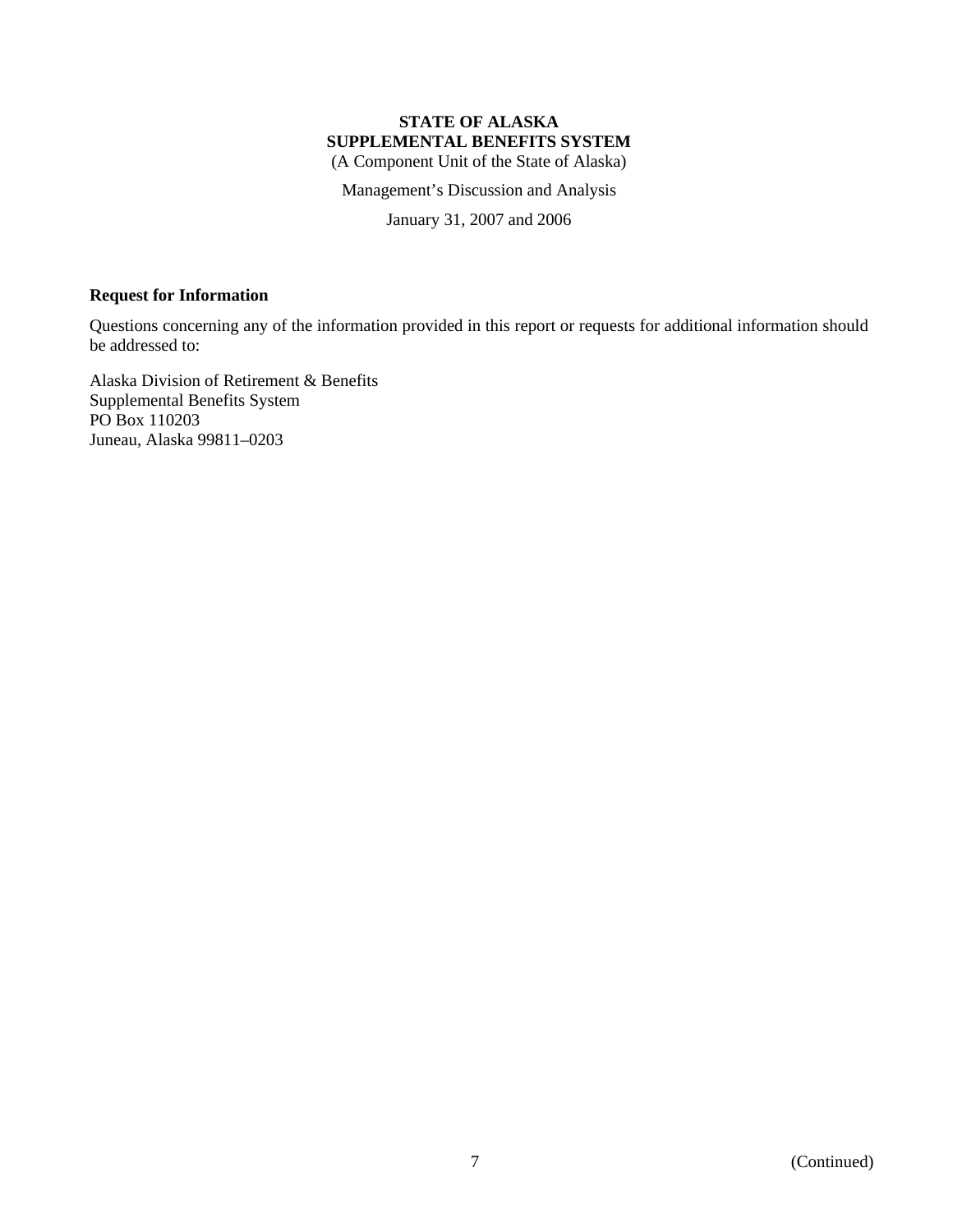**STATE OF ALASKA**
**SUPPLEMENTAL BENEFITS SYSTEM**
(A Component Unit of the State of Alaska)

Management's Discussion and Analysis

January 31, 2007 and 2006

**Request for Information**

Questions concerning any of the information provided in this report or requests for additional information should be addressed to:

Alaska Division of Retirement & Benefits
Supplemental Benefits System
PO Box 110203
Juneau, Alaska 99811–0203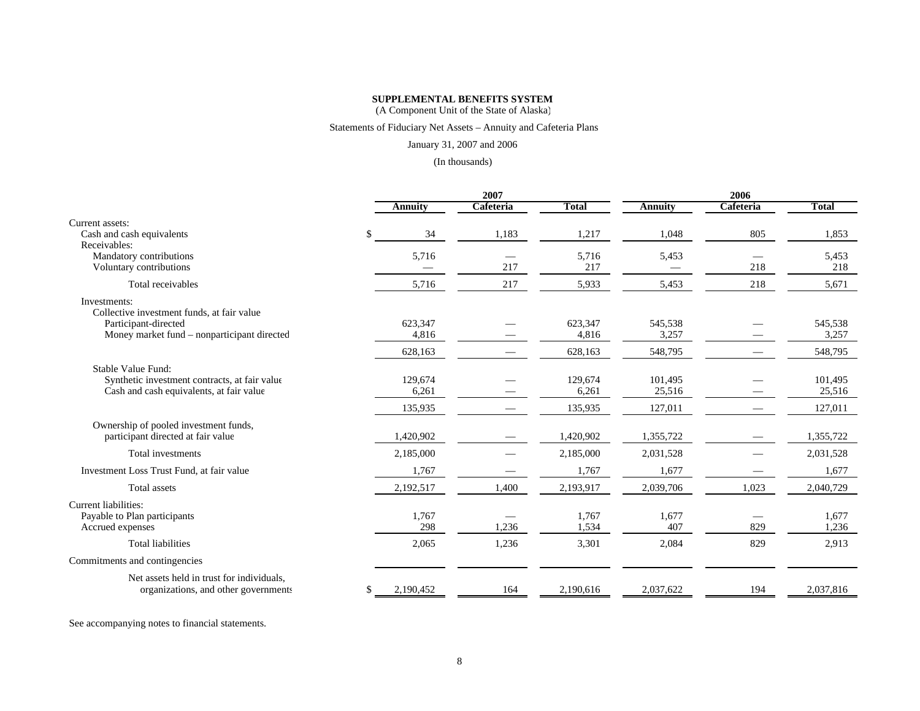**SUPPLEMENTAL BENEFITS SYSTEM**

(A Component Unit of the State of Alaska)

Statements of Fiduciary Net Assets – Annuity and Cafeteria Plans

January 31, 2007 and 2006

(In thousands)

| | 2007 | | | 2006 | | |
|---|---|---|---|---|---|---|
| | Annuity | Cafeteria | Total | Annuity | Cafeteria | Total |
| Current assets: | | | | | | |
| Cash and cash equivalents | $ 34 | 1,183 | 1,217 | 1,048 | 805 | 1,853 |
| Receivables: | | | | | | |
| Mandatory contributions | 5,716 | — | 5,716 | 5,453 | — | 5,453 |
| Voluntary contributions | — | 217 | 217 | — | 218 | 218 |
| Total receivables | 5,716 | 217 | 5,933 | 5,453 | 218 | 5,671 |
| Investments: | | | | | | |
| Collective investment funds, at fair value | | | | | | |
| Participant-directed | 623,347 | — | 623,347 | 545,538 | — | 545,538 |
| Money market fund – nonparticipant directed | 4,816 | — | 4,816 | 3,257 | — | 3,257 |
| | 628,163 | — | 628,163 | 548,795 | — | 548,795 |
| Stable Value Fund: | | | | | | |
| Synthetic investment contracts, at fair value | 129,674 | — | 129,674 | 101,495 | — | 101,495 |
| Cash and cash equivalents, at fair value | 6,261 | — | 6,261 | 25,516 | — | 25,516 |
| | 135,935 | — | 135,935 | 127,011 | — | 127,011 |
| Ownership of pooled investment funds, participant directed at fair value | 1,420,902 | — | 1,420,902 | 1,355,722 | — | 1,355,722 |
| Total investments | 2,185,000 | — | 2,185,000 | 2,031,528 | — | 2,031,528 |
| Investment Loss Trust Fund, at fair value | 1,767 | — | 1,767 | 1,677 | — | 1,677 |
| Total assets | 2,192,517 | 1,400 | 2,193,917 | 2,039,706 | 1,023 | 2,040,729 |
| Current liabilities: | | | | | | |
| Payable to Plan participants | 1,767 | — | 1,767 | 1,677 | — | 1,677 |
| Accrued expenses | 298 | 1,236 | 1,534 | 407 | 829 | 1,236 |
| Total liabilities | 2,065 | 1,236 | 3,301 | 2,084 | 829 | 2,913 |
| Commitments and contingencies | | | | | | |
| Net assets held in trust for individuals, organizations, and other governments | $ 2,190,452 | 164 | 2,190,616 | 2,037,622 | 194 | 2,037,816 |

See accompanying notes to financial statements.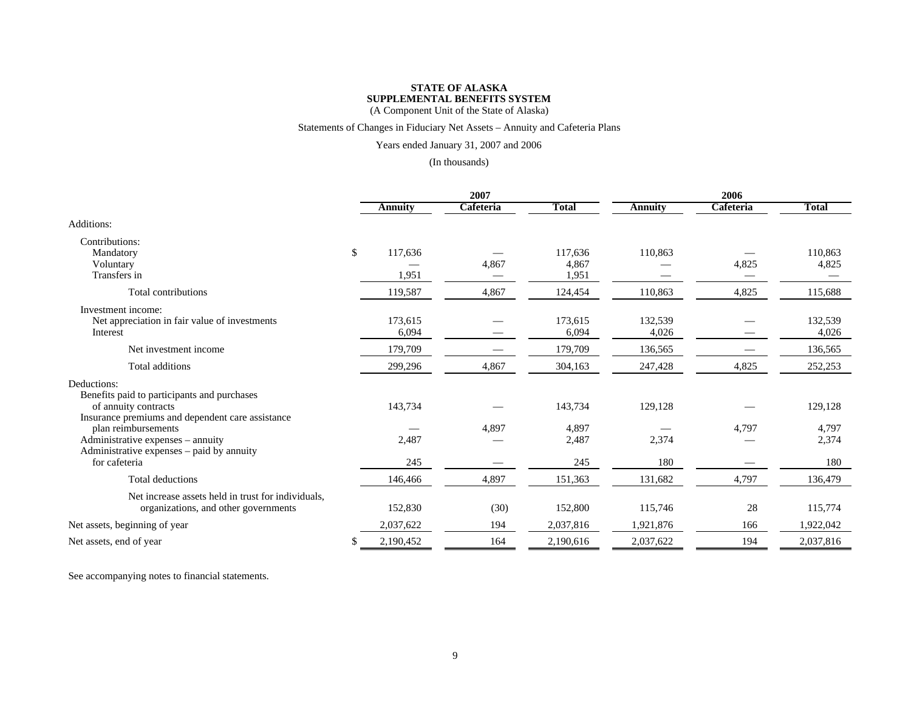**STATE OF ALASKA**
**SUPPLEMENTAL BENEFITS SYSTEM**
(A Component Unit of the State of Alaska)

Statements of Changes in Fiduciary Net Assets – Annuity and Cafeteria Plans

Years ended January 31, 2007 and 2006

(In thousands)

| | 2007 | | | 2006 | | |
|---|---|---|---|---|---|---|
| | **Annuity** | **Cafeteria** | **Total** | **Annuity** | **Cafeteria** | **Total** |
| Additions: | | | | | | |
| Contributions: | | | | | | |
| Mandatory | $ 117,636 | — | 117,636 | 110,863 | — | 110,863 |
| Voluntary | — | 4,867 | 4,867 | — | 4,825 | 4,825 |
| Transfers in | 1,951 | — | 1,951 | — | — | — |
| Total contributions | 119,587 | 4,867 | 124,454 | 110,863 | 4,825 | 115,688 |
| Investment income: | | | | | | |
| Net appreciation in fair value of investments | 173,615 | — | 173,615 | 132,539 | — | 132,539 |
| Interest | 6,094 | — | 6,094 | 4,026 | — | 4,026 |
| Net investment income | 179,709 | — | 179,709 | 136,565 | — | 136,565 |
| Total additions | 299,296 | 4,867 | 304,163 | 247,428 | 4,825 | 252,253 |
| Deductions: | | | | | | |
| Benefits paid to participants and purchases of annuity contracts | 143,734 | — | 143,734 | 129,128 | — | 129,128 |
| Insurance premiums and dependent care assistance plan reimbursements | — | 4,897 | 4,897 | — | 4,797 | 4,797 |
| Administrative expenses – annuity | 2,487 | — | 2,487 | 2,374 | — | 2,374 |
| Administrative expenses – paid by annuity for cafeteria | 245 | — | 245 | 180 | — | 180 |
| Total deductions | 146,466 | 4,897 | 151,363 | 131,682 | 4,797 | 136,479 |
| Net increase assets held in trust for individuals, organizations, and other governments | 152,830 | (30) | 152,800 | 115,746 | 28 | 115,774 |
| Net assets, beginning of year | 2,037,622 | 194 | 2,037,816 | 1,921,876 | 166 | 1,922,042 |
| Net assets, end of year | $ 2,190,452 | 164 | 2,190,616 | 2,037,622 | 194 | 2,037,816 |

See accompanying notes to financial statements.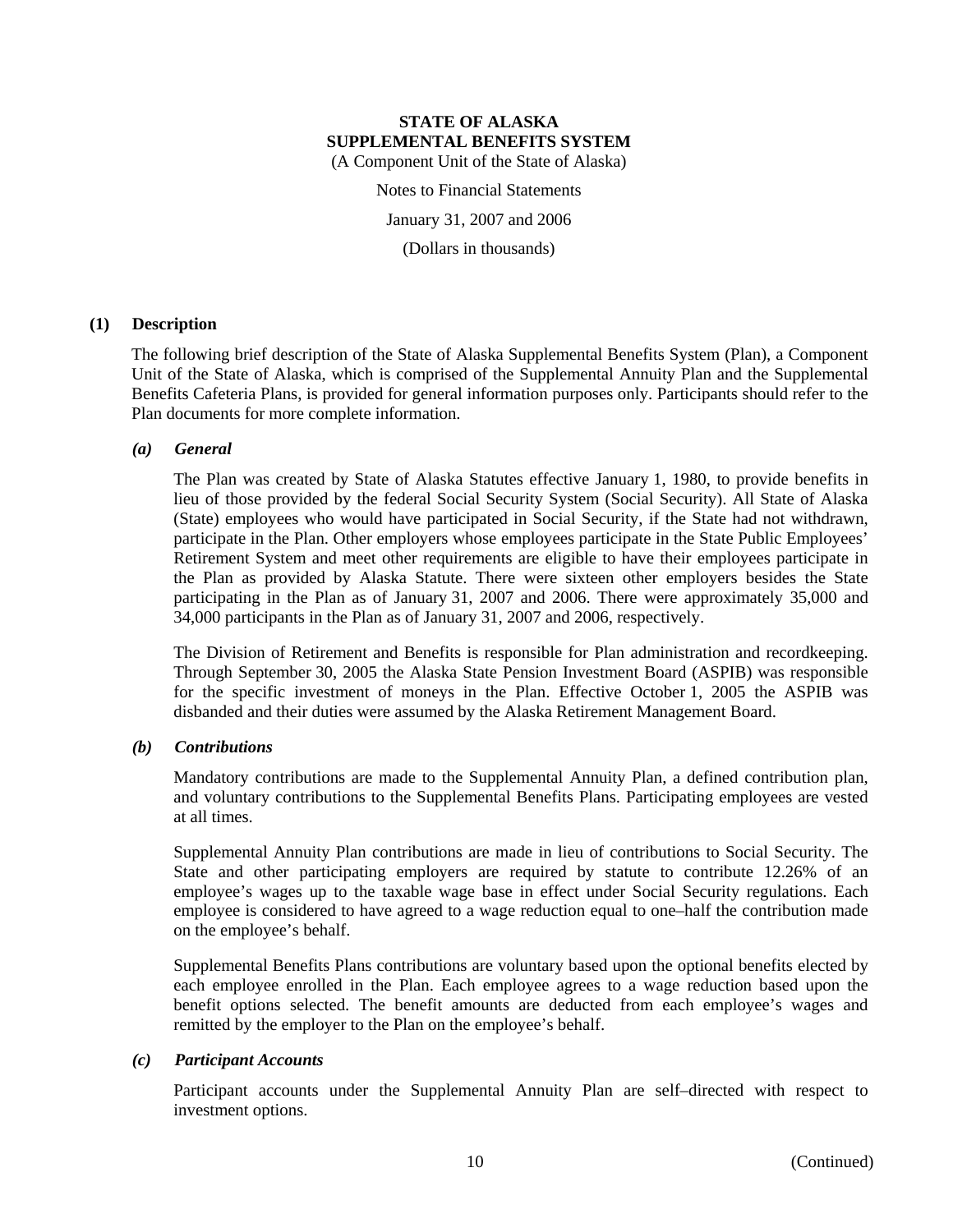# STATE OF ALASKA
# SUPPLEMENTAL BENEFITS SYSTEM

(A Component Unit of the State of Alaska)

Notes to Financial Statements

January 31, 2007 and 2006

(Dollars in thousands)

## (1) Description

The following brief description of the State of Alaska Supplemental Benefits System (Plan), a Component Unit of the State of Alaska, which is comprised of the Supplemental Annuity Plan and the Supplemental Benefits Cafeteria Plans, is provided for general information purposes only. Participants should refer to the Plan documents for more complete information.

### *(a) General*

The Plan was created by State of Alaska Statutes effective January 1, 1980, to provide benefits in lieu of those provided by the federal Social Security System (Social Security). All State of Alaska (State) employees who would have participated in Social Security, if the State had not withdrawn, participate in the Plan. Other employers whose employees participate in the State Public Employees' Retirement System and meet other requirements are eligible to have their employees participate in the Plan as provided by Alaska Statute. There were sixteen other employers besides the State participating in the Plan as of January 31, 2007 and 2006. There were approximately 35,000 and 34,000 participants in the Plan as of January 31, 2007 and 2006, respectively.

The Division of Retirement and Benefits is responsible for Plan administration and recordkeeping. Through September 30, 2005 the Alaska State Pension Investment Board (ASPIB) was responsible for the specific investment of moneys in the Plan. Effective October 1, 2005 the ASPIB was disbanded and their duties were assumed by the Alaska Retirement Management Board.

### *(b) Contributions*

Mandatory contributions are made to the Supplemental Annuity Plan, a defined contribution plan, and voluntary contributions to the Supplemental Benefits Plans. Participating employees are vested at all times.

Supplemental Annuity Plan contributions are made in lieu of contributions to Social Security. The State and other participating employers are required by statute to contribute 12.26% of an employee's wages up to the taxable wage base in effect under Social Security regulations. Each employee is considered to have agreed to a wage reduction equal to one–half the contribution made on the employee's behalf.

Supplemental Benefits Plans contributions are voluntary based upon the optional benefits elected by each employee enrolled in the Plan. Each employee agrees to a wage reduction based upon the benefit options selected. The benefit amounts are deducted from each employee's wages and remitted by the employer to the Plan on the employee's behalf.

### *(c) Participant Accounts*

Participant accounts under the Supplemental Annuity Plan are self–directed with respect to investment options.

(Continued)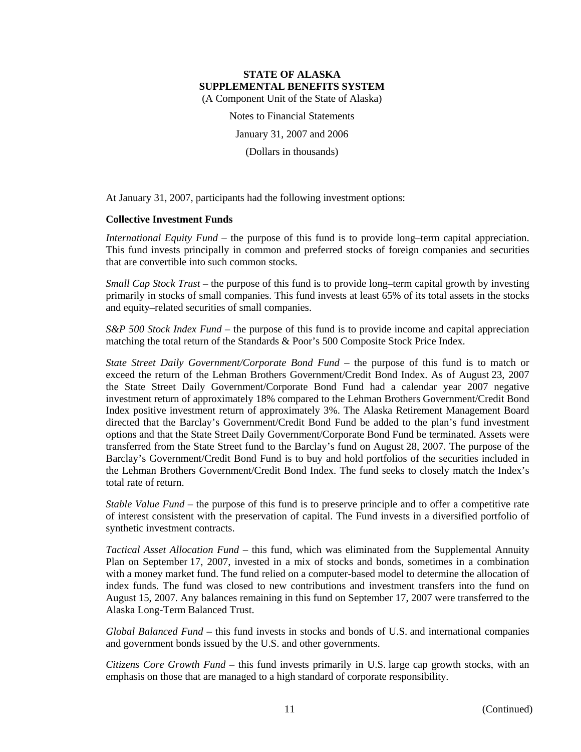At January 31, 2007, participants had the following investment options:

**Collective Investment Funds**

*International Equity Fund* – the purpose of this fund is to provide long–term capital appreciation. This fund invests principally in common and preferred stocks of foreign companies and securities that are convertible into such common stocks.

*Small Cap Stock Trust* – the purpose of this fund is to provide long–term capital growth by investing primarily in stocks of small companies. This fund invests at least 65% of its total assets in the stocks and equity–related securities of small companies.

*S&P 500 Stock Index Fund* – the purpose of this fund is to provide income and capital appreciation matching the total return of the Standards & Poor's 500 Composite Stock Price Index.

*State Street Daily Government/Corporate Bond Fund* – the purpose of this fund is to match or exceed the return of the Lehman Brothers Government/Credit Bond Index. As of August 23, 2007 the State Street Daily Government/Corporate Bond Fund had a calendar year 2007 negative investment return of approximately 18% compared to the Lehman Brothers Government/Credit Bond Index positive investment return of approximately 3%. The Alaska Retirement Management Board directed that the Barclay's Government/Credit Bond Fund be added to the plan's fund investment options and that the State Street Daily Government/Corporate Bond Fund be terminated. Assets were transferred from the State Street fund to the Barclay's fund on August 28, 2007. The purpose of the Barclay's Government/Credit Bond Fund is to buy and hold portfolios of the securities included in the Lehman Brothers Government/Credit Bond Index. The fund seeks to closely match the Index's total rate of return.

*Stable Value Fund* – the purpose of this fund is to preserve principle and to offer a competitive rate of interest consistent with the preservation of capital. The Fund invests in a diversified portfolio of synthetic investment contracts.

*Tactical Asset Allocation Fund* – this fund, which was eliminated from the Supplemental Annuity Plan on September 17, 2007, invested in a mix of stocks and bonds, sometimes in a combination with a money market fund. The fund relied on a computer-based model to determine the allocation of index funds. The fund was closed to new contributions and investment transfers into the fund on August 15, 2007. Any balances remaining in this fund on September 17, 2007 were transferred to the Alaska Long-Term Balanced Trust.

*Global Balanced Fund* – this fund invests in stocks and bonds of U.S. and international companies and government bonds issued by the U.S. and other governments.

*Citizens Core Growth Fund* – this fund invests primarily in U.S. large cap growth stocks, with an emphasis on those that are managed to a high standard of corporate responsibility.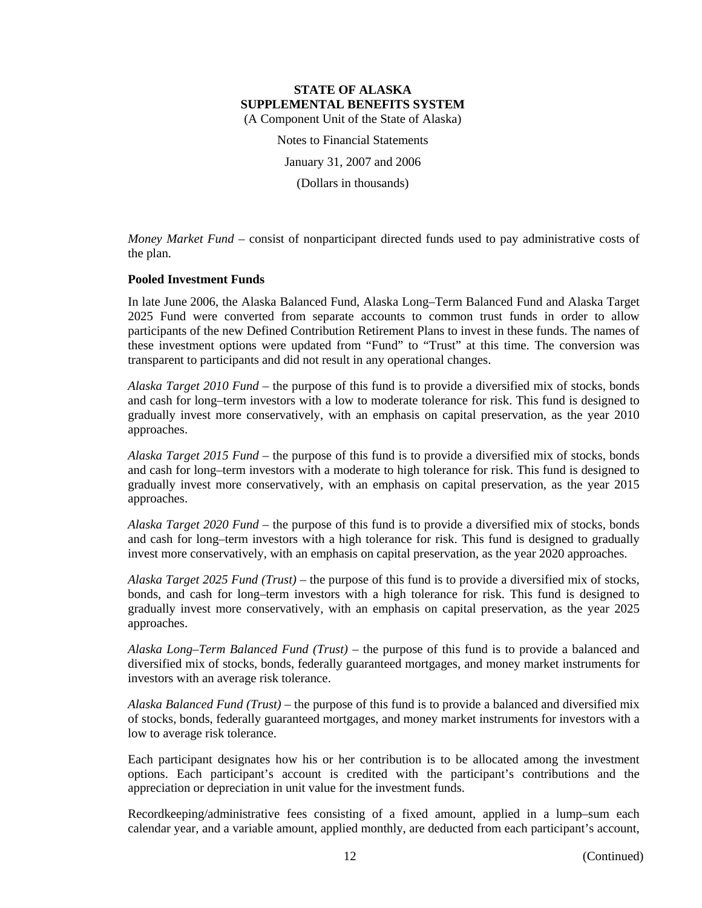*Money Market Fund* – consist of nonparticipant directed funds used to pay administrative costs of the plan.

**Pooled Investment Funds**

In late June 2006, the Alaska Balanced Fund, Alaska Long–Term Balanced Fund and Alaska Target 2025 Fund were converted from separate accounts to common trust funds in order to allow participants of the new Defined Contribution Retirement Plans to invest in these funds. The names of these investment options were updated from "Fund" to "Trust" at this time. The conversion was transparent to participants and did not result in any operational changes.

*Alaska Target 2010 Fund* – the purpose of this fund is to provide a diversified mix of stocks, bonds and cash for long–term investors with a low to moderate tolerance for risk. This fund is designed to gradually invest more conservatively, with an emphasis on capital preservation, as the year 2010 approaches.

*Alaska Target 2015 Fund* – the purpose of this fund is to provide a diversified mix of stocks, bonds and cash for long–term investors with a moderate to high tolerance for risk. This fund is designed to gradually invest more conservatively, with an emphasis on capital preservation, as the year 2015 approaches.

*Alaska Target 2020 Fund* – the purpose of this fund is to provide a diversified mix of stocks, bonds and cash for long–term investors with a high tolerance for risk. This fund is designed to gradually invest more conservatively, with an emphasis on capital preservation, as the year 2020 approaches.

*Alaska Target 2025 Fund (Trust)* – the purpose of this fund is to provide a diversified mix of stocks, bonds, and cash for long–term investors with a high tolerance for risk. This fund is designed to gradually invest more conservatively, with an emphasis on capital preservation, as the year 2025 approaches.

*Alaska Long–Term Balanced Fund (Trust)* – the purpose of this fund is to provide a balanced and diversified mix of stocks, bonds, federally guaranteed mortgages, and money market instruments for investors with an average risk tolerance.

*Alaska Balanced Fund (Trust)* – the purpose of this fund is to provide a balanced and diversified mix of stocks, bonds, federally guaranteed mortgages, and money market instruments for investors with a low to average risk tolerance.

Each participant designates how his or her contribution is to be allocated among the investment options. Each participant's account is credited with the participant's contributions and the appreciation or depreciation in unit value for the investment funds.

Recordkeeping/administrative fees consisting of a fixed amount, applied in a lump–sum each calendar year, and a variable amount, applied monthly, are deducted from each participant's account,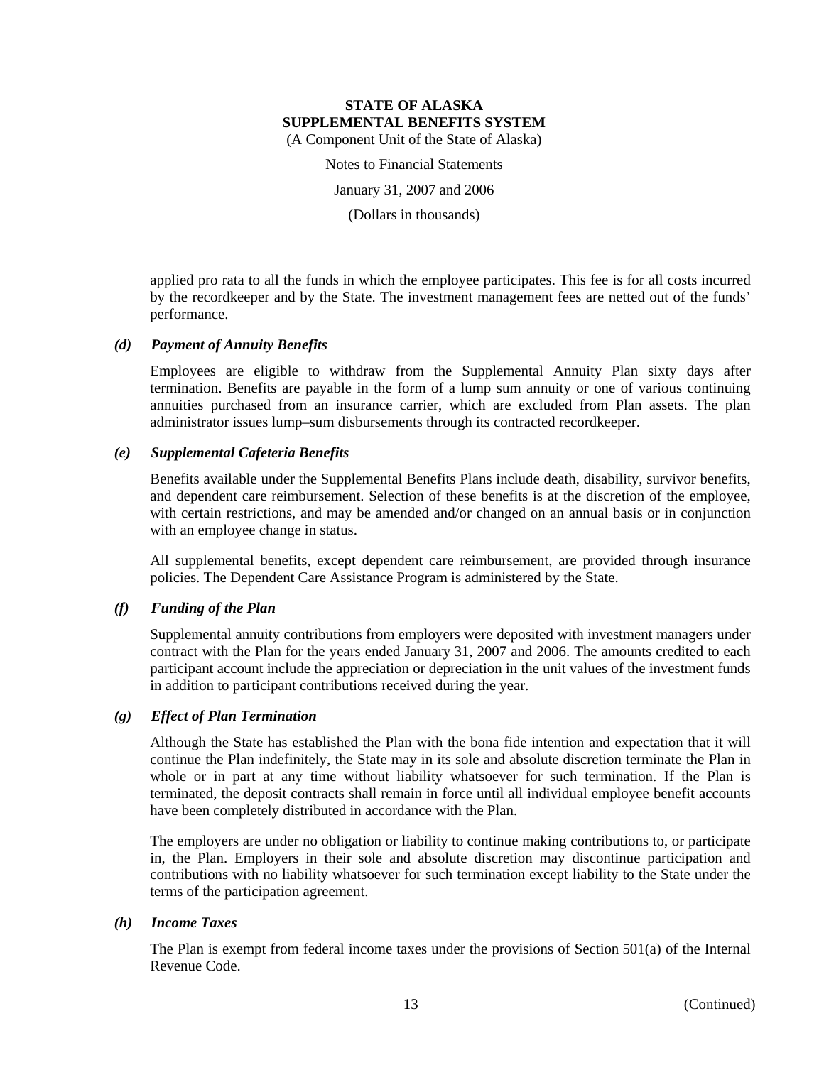applied pro rata to all the funds in which the employee participates. This fee is for all costs incurred by the recordkeeper and by the State. The investment management fees are netted out of the funds' performance.

### *(d) Payment of Annuity Benefits*

Employees are eligible to withdraw from the Supplemental Annuity Plan sixty days after termination. Benefits are payable in the form of a lump sum annuity or one of various continuing annuities purchased from an insurance carrier, which are excluded from Plan assets. The plan administrator issues lump–sum disbursements through its contracted recordkeeper.

### *(e) Supplemental Cafeteria Benefits*

Benefits available under the Supplemental Benefits Plans include death, disability, survivor benefits, and dependent care reimbursement. Selection of these benefits is at the discretion of the employee, with certain restrictions, and may be amended and/or changed on an annual basis or in conjunction with an employee change in status.

All supplemental benefits, except dependent care reimbursement, are provided through insurance policies. The Dependent Care Assistance Program is administered by the State.

### *(f) Funding of the Plan*

Supplemental annuity contributions from employers were deposited with investment managers under contract with the Plan for the years ended January 31, 2007 and 2006. The amounts credited to each participant account include the appreciation or depreciation in the unit values of the investment funds in addition to participant contributions received during the year.

### *(g) Effect of Plan Termination*

Although the State has established the Plan with the bona fide intention and expectation that it will continue the Plan indefinitely, the State may in its sole and absolute discretion terminate the Plan in whole or in part at any time without liability whatsoever for such termination. If the Plan is terminated, the deposit contracts shall remain in force until all individual employee benefit accounts have been completely distributed in accordance with the Plan.

The employers are under no obligation or liability to continue making contributions to, or participate in, the Plan. Employers in their sole and absolute discretion may discontinue participation and contributions with no liability whatsoever for such termination except liability to the State under the terms of the participation agreement.

### *(h) Income Taxes*

The Plan is exempt from federal income taxes under the provisions of Section 501(a) of the Internal Revenue Code.

(Continued)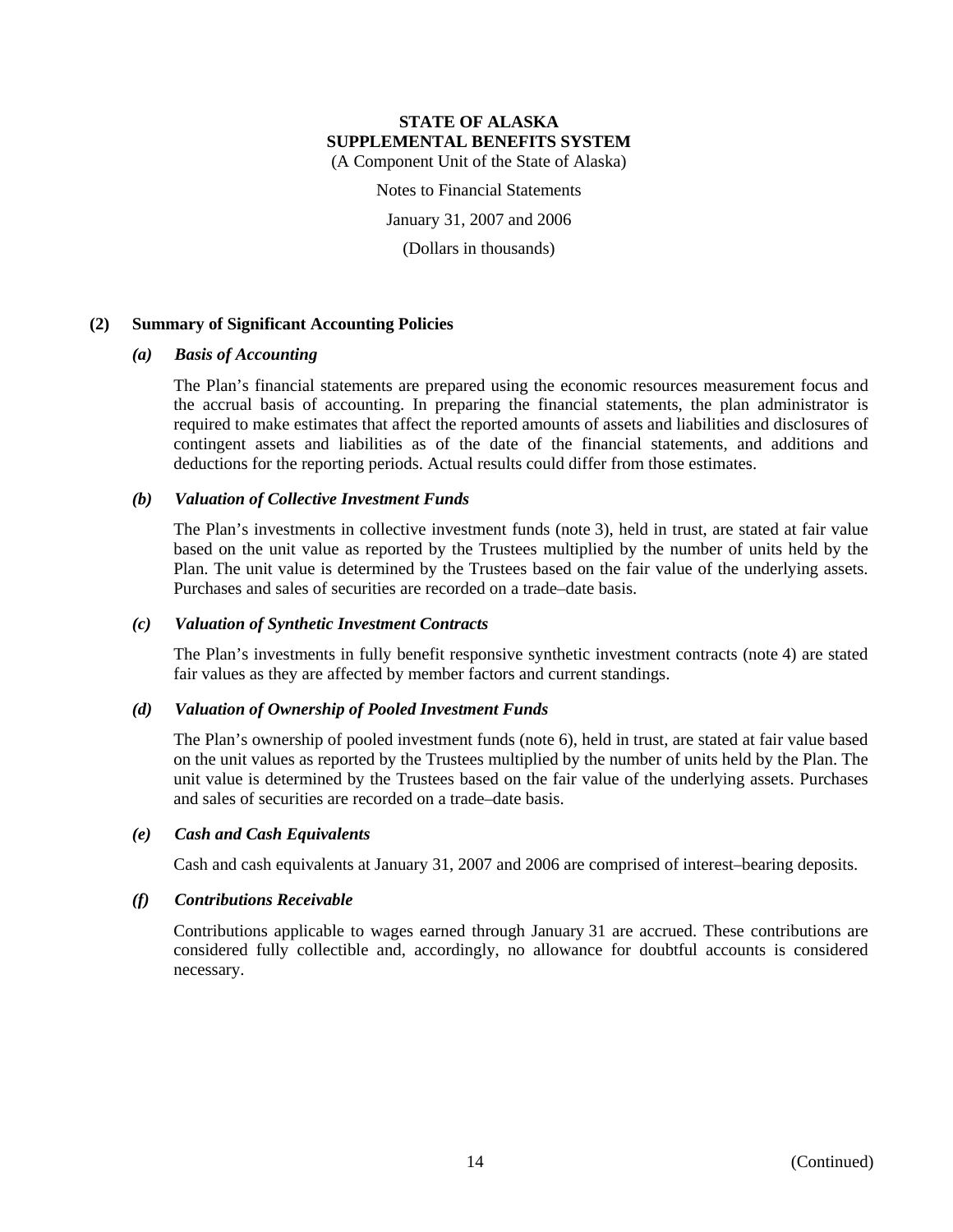**STATE OF ALASKA**
**SUPPLEMENTAL BENEFITS SYSTEM**
(A Component Unit of the State of Alaska)

Notes to Financial Statements

January 31, 2007 and 2006

(Dollars in thousands)

## (2) Summary of Significant Accounting Policies

### *(a) Basis of Accounting*

The Plan's financial statements are prepared using the economic resources measurement focus and the accrual basis of accounting. In preparing the financial statements, the plan administrator is required to make estimates that affect the reported amounts of assets and liabilities and disclosures of contingent assets and liabilities as of the date of the financial statements, and additions and deductions for the reporting periods. Actual results could differ from those estimates.

### *(b) Valuation of Collective Investment Funds*

The Plan's investments in collective investment funds (note 3), held in trust, are stated at fair value based on the unit value as reported by the Trustees multiplied by the number of units held by the Plan. The unit value is determined by the Trustees based on the fair value of the underlying assets. Purchases and sales of securities are recorded on a trade–date basis.

### *(c) Valuation of Synthetic Investment Contracts*

The Plan's investments in fully benefit responsive synthetic investment contracts (note 4) are stated fair values as they are affected by member factors and current standings.

### *(d) Valuation of Ownership of Pooled Investment Funds*

The Plan's ownership of pooled investment funds (note 6), held in trust, are stated at fair value based on the unit values as reported by the Trustees multiplied by the number of units held by the Plan. The unit value is determined by the Trustees based on the fair value of the underlying assets. Purchases and sales of securities are recorded on a trade–date basis.

### *(e) Cash and Cash Equivalents*

Cash and cash equivalents at January 31, 2007 and 2006 are comprised of interest–bearing deposits.

### *(f) Contributions Receivable*

Contributions applicable to wages earned through January 31 are accrued. These contributions are considered fully collectible and, accordingly, no allowance for doubtful accounts is considered necessary.

(Continued)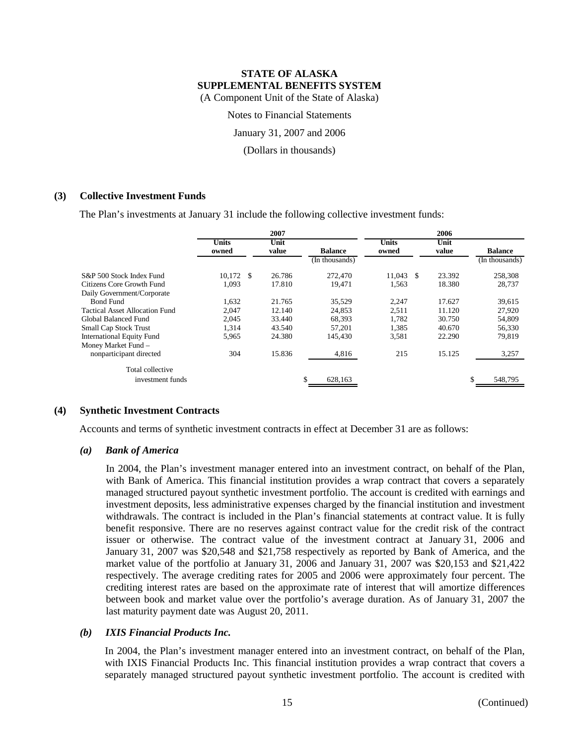**STATE OF ALASKA**
**SUPPLEMENTAL BENEFITS SYSTEM**
(A Component Unit of the State of Alaska)

Notes to Financial Statements

January 31, 2007 and 2006

(Dollars in thousands)

## (3) Collective Investment Funds

The Plan's investments at January 31 include the following collective investment funds:

| | 2007 | | | 2006 | | |
|---|---|---|---|---|---|---|
| | Units owned | Unit value | Balance (In thousands) | Units owned | Unit value | Balance (In thousands) |
| S&P 500 Stock Index Fund | 10,172 | $ 26.786 | 272,470 | 11,043 | $ 23.392 | 258,308 |
| Citizens Core Growth Fund | 1,093 | 17.810 | 19,471 | 1,563 | 18.380 | 28,737 |
| Daily Government/Corporate Bond Fund | 1,632 | 21.765 | 35,529 | 2,247 | 17.627 | 39,615 |
| Tactical Asset Allocation Fund | 2,047 | 12.140 | 24,853 | 2,511 | 11.120 | 27,920 |
| Global Balanced Fund | 2,045 | 33.440 | 68,393 | 1,782 | 30.750 | 54,809 |
| Small Cap Stock Trust | 1,314 | 43.540 | 57,201 | 1,385 | 40.670 | 56,330 |
| International Equity Fund | 5,965 | 24.380 | 145,430 | 3,581 | 22.290 | 79,819 |
| Money Market Fund – nonparticipant directed | 304 | 15.836 | 4,816 | 215 | 15.125 | 3,257 |
| Total collective investment funds | | | $ 628,163 | | | $ 548,795 |

## (4) Synthetic Investment Contracts

Accounts and terms of synthetic investment contracts in effect at December 31 are as follows:

### *(a) Bank of America*

In 2004, the Plan's investment manager entered into an investment contract, on behalf of the Plan, with Bank of America. This financial institution provides a wrap contract that covers a separately managed structured payout synthetic investment portfolio. The account is credited with earnings and investment deposits, less administrative expenses charged by the financial institution and investment withdrawals. The contract is included in the Plan's financial statements at contract value. It is fully benefit responsive. There are no reserves against contract value for the credit risk of the contract issuer or otherwise. The contract value of the investment contract at January 31, 2006 and January 31, 2007 was $20,548 and $21,758 respectively as reported by Bank of America, and the market value of the portfolio at January 31, 2006 and January 31, 2007 was $20,153 and $21,422 respectively. The average crediting rates for 2005 and 2006 were approximately four percent. The crediting interest rates are based on the approximate rate of interest that will amortize differences between book and market value over the portfolio's average duration. As of January 31, 2007 the last maturity payment date was August 20, 2011.

### *(b) IXIS Financial Products Inc.*

In 2004, the Plan's investment manager entered into an investment contract, on behalf of the Plan, with IXIS Financial Products Inc. This financial institution provides a wrap contract that covers a separately managed structured payout synthetic investment portfolio. The account is credited with

(Continued)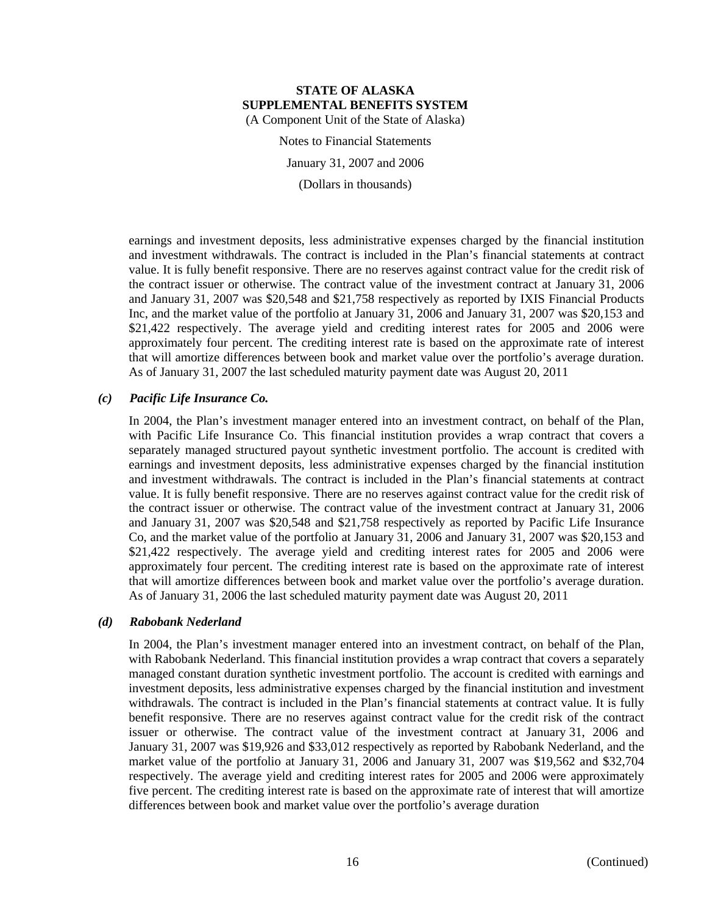earnings and investment deposits, less administrative expenses charged by the financial institution and investment withdrawals. The contract is included in the Plan's financial statements at contract value. It is fully benefit responsive. There are no reserves against contract value for the credit risk of the contract issuer or otherwise. The contract value of the investment contract at January 31, 2006 and January 31, 2007 was $20,548 and $21,758 respectively as reported by IXIS Financial Products Inc, and the market value of the portfolio at January 31, 2006 and January 31, 2007 was $20,153 and $21,422 respectively. The average yield and crediting interest rates for 2005 and 2006 were approximately four percent. The crediting interest rate is based on the approximate rate of interest that will amortize differences between book and market value over the portfolio's average duration. As of January 31, 2007 the last scheduled maturity payment date was August 20, 2011

### *(c) Pacific Life Insurance Co.*

In 2004, the Plan's investment manager entered into an investment contract, on behalf of the Plan, with Pacific Life Insurance Co. This financial institution provides a wrap contract that covers a separately managed structured payout synthetic investment portfolio. The account is credited with earnings and investment deposits, less administrative expenses charged by the financial institution and investment withdrawals. The contract is included in the Plan's financial statements at contract value. It is fully benefit responsive. There are no reserves against contract value for the credit risk of the contract issuer or otherwise. The contract value of the investment contract at January 31, 2006 and January 31, 2007 was $20,548 and $21,758 respectively as reported by Pacific Life Insurance Co, and the market value of the portfolio at January 31, 2006 and January 31, 2007 was $20,153 and $21,422 respectively. The average yield and crediting interest rates for 2005 and 2006 were approximately four percent. The crediting interest rate is based on the approximate rate of interest that will amortize differences between book and market value over the portfolio's average duration. As of January 31, 2006 the last scheduled maturity payment date was August 20, 2011

### *(d) Rabobank Nederland*

In 2004, the Plan's investment manager entered into an investment contract, on behalf of the Plan, with Rabobank Nederland. This financial institution provides a wrap contract that covers a separately managed constant duration synthetic investment portfolio. The account is credited with earnings and investment deposits, less administrative expenses charged by the financial institution and investment withdrawals. The contract is included in the Plan's financial statements at contract value. It is fully benefit responsive. There are no reserves against contract value for the credit risk of the contract issuer or otherwise. The contract value of the investment contract at January 31, 2006 and January 31, 2007 was $19,926 and $33,012 respectively as reported by Rabobank Nederland, and the market value of the portfolio at January 31, 2006 and January 31, 2007 was $19,562 and $32,704 respectively. The average yield and crediting interest rates for 2005 and 2006 were approximately five percent. The crediting interest rate is based on the approximate rate of interest that will amortize differences between book and market value over the portfolio's average duration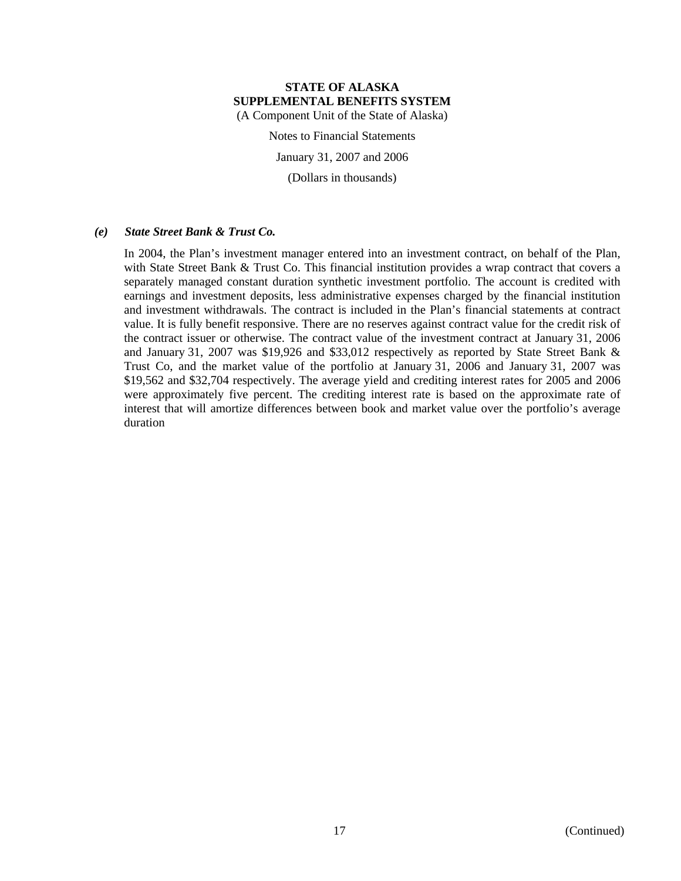# STATE OF ALASKA
## SUPPLEMENTAL BENEFITS SYSTEM

(A Component Unit of the State of Alaska)

Notes to Financial Statements

January 31, 2007 and 2006

(Dollars in thousands)

### *(e) State Street Bank & Trust Co.*

In 2004, the Plan's investment manager entered into an investment contract, on behalf of the Plan, with State Street Bank & Trust Co. This financial institution provides a wrap contract that covers a separately managed constant duration synthetic investment portfolio. The account is credited with earnings and investment deposits, less administrative expenses charged by the financial institution and investment withdrawals. The contract is included in the Plan's financial statements at contract value. It is fully benefit responsive. There are no reserves against contract value for the credit risk of the contract issuer or otherwise. The contract value of the investment contract at January 31, 2006 and January 31, 2007 was $19,926 and $33,012 respectively as reported by State Street Bank & Trust Co, and the market value of the portfolio at January 31, 2006 and January 31, 2007 was $19,562 and $32,704 respectively. The average yield and crediting interest rates for 2005 and 2006 were approximately five percent. The crediting interest rate is based on the approximate rate of interest that will amortize differences between book and market value over the portfolio's average duration

(Continued)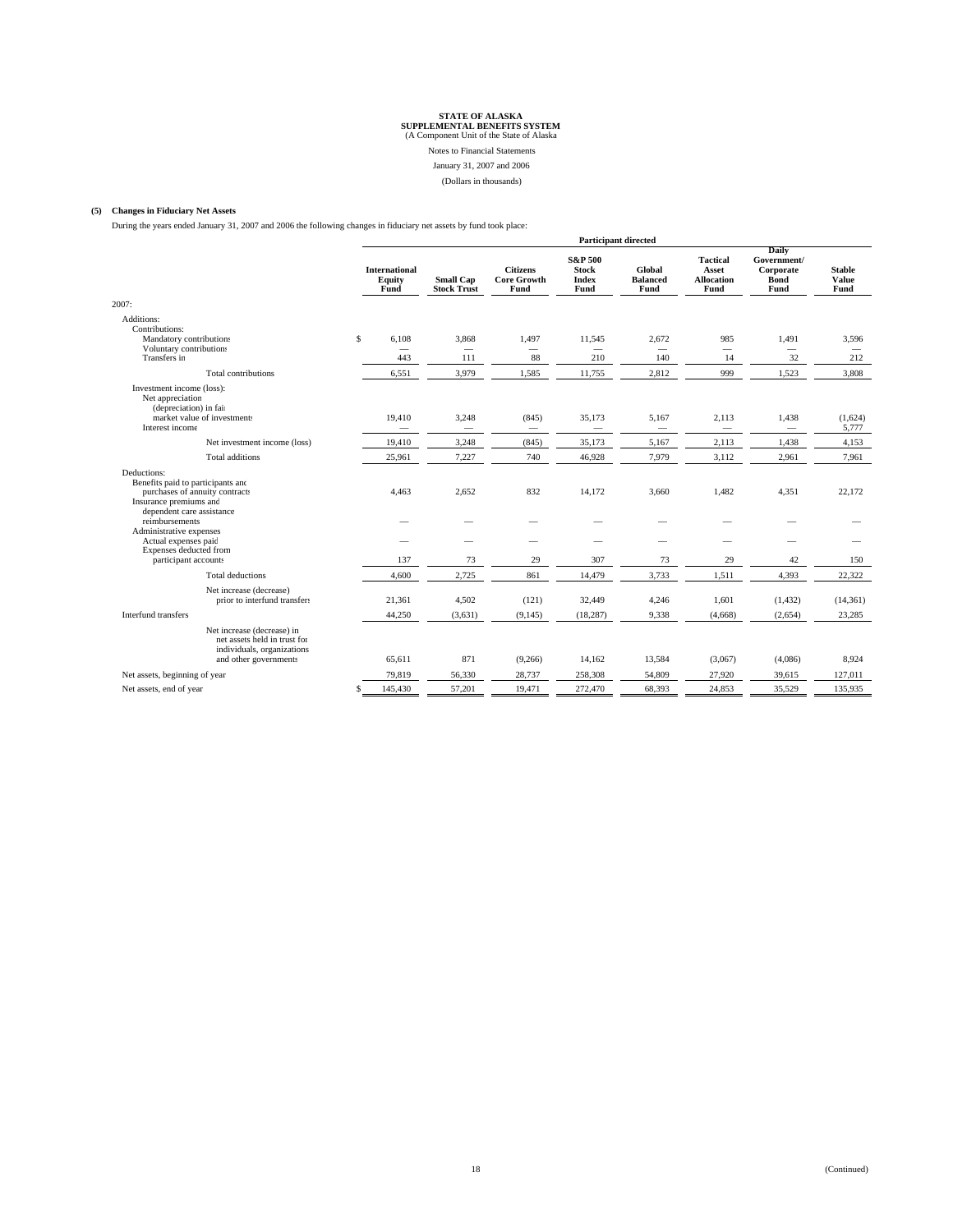STATE OF ALASKA
SUPPLEMENTAL BENEFITS SYSTEM
(A Component Unit of the State of Alaska

Notes to Financial Statements

January 31, 2007 and 2006

(Dollars in thousands)

**(5) Changes in Fiduciary Net Assets**

During the years ended January 31, 2007 and 2006 the following changes in fiduciary net assets by fund took place:

| | Participant directed | | | | | | | |
|---|---|---|---|---|---|---|---|---|
| | International Equity Fund | Small Cap Stock Trust | Citizens Core Growth Fund | S&P 500 Stock Index Fund | Global Balanced Fund | Tactical Asset Allocation Fund | Daily Government/ Corporate Bond Fund | Stable Value Fund |
| 2007: | | | | | | | | |
| Additions: | | | | | | | | |
| Contributions: | | | | | | | | |
| Mandatory contributions | $ 6,108 | 3,868 | 1,497 | 11,545 | 2,672 | 985 | 1,491 | 3,596 |
| Voluntary contributions | — | — | — | — | — | — | — | — |
| Transfers in | 443 | 111 | 88 | 210 | 140 | 14 | 32 | 212 |
| Total contributions | 6,551 | 3,979 | 1,585 | 11,755 | 2,812 | 999 | 1,523 | 3,808 |
| Investment income (loss): | | | | | | | | |
| Net appreciation (depreciation) in fair market value of investments | 19,410 | 3,248 | (845) | 35,173 | 5,167 | 2,113 | 1,438 | (1,624) |
| Interest income | — | — | — | — | — | — | — | 5,777 |
| Net investment income (loss) | 19,410 | 3,248 | (845) | 35,173 | 5,167 | 2,113 | 1,438 | 4,153 |
| Total additions | 25,961 | 7,227 | 740 | 46,928 | 7,979 | 3,112 | 2,961 | 7,961 |
| Deductions: | | | | | | | | |
| Benefits paid to participants and purchases of annuity contracts | 4,463 | 2,652 | 832 | 14,172 | 3,660 | 1,482 | 4,351 | 22,172 |
| Insurance premiums and dependent care assistance reimbursements | — | — | — | — | — | — | — | — |
| Administrative expenses | | | | | | | | |
| Actual expenses paid | — | — | — | — | — | — | — | — |
| Expenses deducted from participant accounts | 137 | 73 | 29 | 307 | 73 | 29 | 42 | 150 |
| Total deductions | 4,600 | 2,725 | 861 | 14,479 | 3,733 | 1,511 | 4,393 | 22,322 |
| Net increase (decrease) prior to interfund transfers | 21,361 | 4,502 | (121) | 32,449 | 4,246 | 1,601 | (1,432) | (14,361) |
| Interfund transfers | 44,250 | (3,631) | (9,145) | (18,287) | 9,338 | (4,668) | (2,654) | 23,285 |
| Net increase (decrease) in net assets held in trust for individuals, organizations and other governments | 65,611 | 871 | (9,266) | 14,162 | 13,584 | (3,067) | (4,086) | 8,924 |
| Net assets, beginning of year | 79,819 | 56,330 | 28,737 | 258,308 | 54,809 | 27,920 | 39,615 | 127,011 |
| Net assets, end of year | $ 145,430 | 57,201 | 19,471 | 272,470 | 68,393 | 24,853 | 35,529 | 135,935 |

(Continued)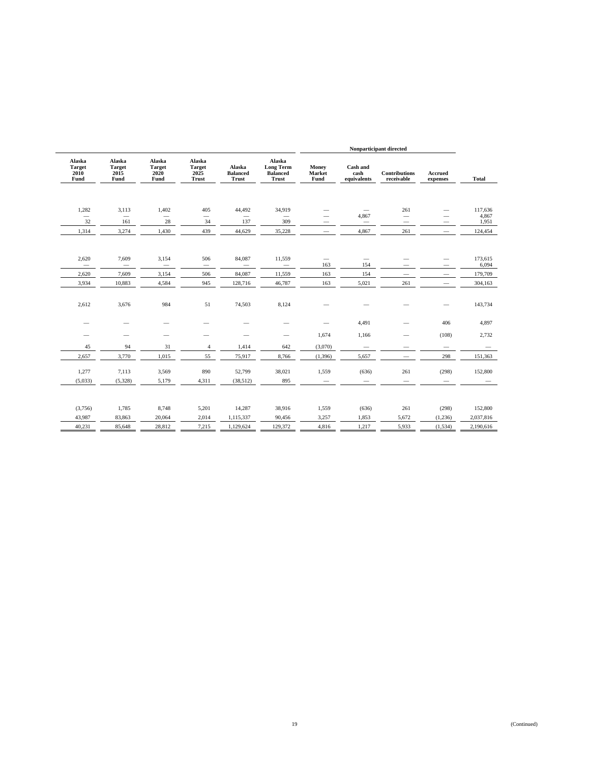| Alaska Target 2010 Fund | Alaska Target 2015 Fund | Alaska Target 2020 Fund | Alaska Target 2025 Trust | Alaska Balanced Trust | Alaska Long Term Balanced Trust | Nonparticipant directed | | | | Total |
|---|---|---|---|---|---|---|---|---|---|---|
| | | | | | | Money Market Fund | Cash and cash equivalents | Contributions receivable | Accrued expenses | |
| 1,282 | 3,113 | 1,402 | 405 | 44,492 | 34,919 | — | — | 261 | — | 117,636 |
| — | — | — | — | — | — | — | 4,867 | — | — | 4,867 |
| 32 | 161 | 28 | 34 | 137 | 309 | — | — | — | — | 1,951 |
| 1,314 | 3,274 | 1,430 | 439 | 44,629 | 35,228 | — | 4,867 | 261 | — | 124,454 |
| 2,620 | 7,609 | 3,154 | 506 | 84,087 | 11,559 | — | — | — | — | 173,615 |
| — | — | — | — | — | — | 163 | 154 | — | — | 6,094 |
| 2,620 | 7,609 | 3,154 | 506 | 84,087 | 11,559 | 163 | 154 | — | — | 179,709 |
| 3,934 | 10,883 | 4,584 | 945 | 128,716 | 46,787 | 163 | 5,021 | 261 | — | 304,163 |
| 2,612 | 3,676 | 984 | 51 | 74,503 | 8,124 | — | — | — | — | 143,734 |
| — | — | — | — | — | — | — | 4,491 | — | 406 | 4,897 |
| — | — | — | — | — | — | 1,674 | 1,166 | — | (108) | 2,732 |
| 45 | 94 | 31 | 4 | 1,414 | 642 | (3,070) | — | — | — | — |
| 2,657 | 3,770 | 1,015 | 55 | 75,917 | 8,766 | (1,396) | 5,657 | — | 298 | 151,363 |
| 1,277 | 7,113 | 3,569 | 890 | 52,799 | 38,021 | 1,559 | (636) | 261 | (298) | 152,800 |
| (5,033) | (5,328) | 5,179 | 4,311 | (38,512) | 895 | — | — | — | — | — |
| (3,756) | 1,785 | 8,748 | 5,201 | 14,287 | 38,916 | 1,559 | (636) | 261 | (298) | 152,800 |
| 43,987 | 83,863 | 20,064 | 2,014 | 1,115,337 | 90,456 | 3,257 | 1,853 | 5,672 | (1,236) | 2,037,816 |
| 40,231 | 85,648 | 28,812 | 7,215 | 1,129,624 | 129,372 | 4,816 | 1,217 | 5,933 | (1,534) | 2,190,616 |

(Continued)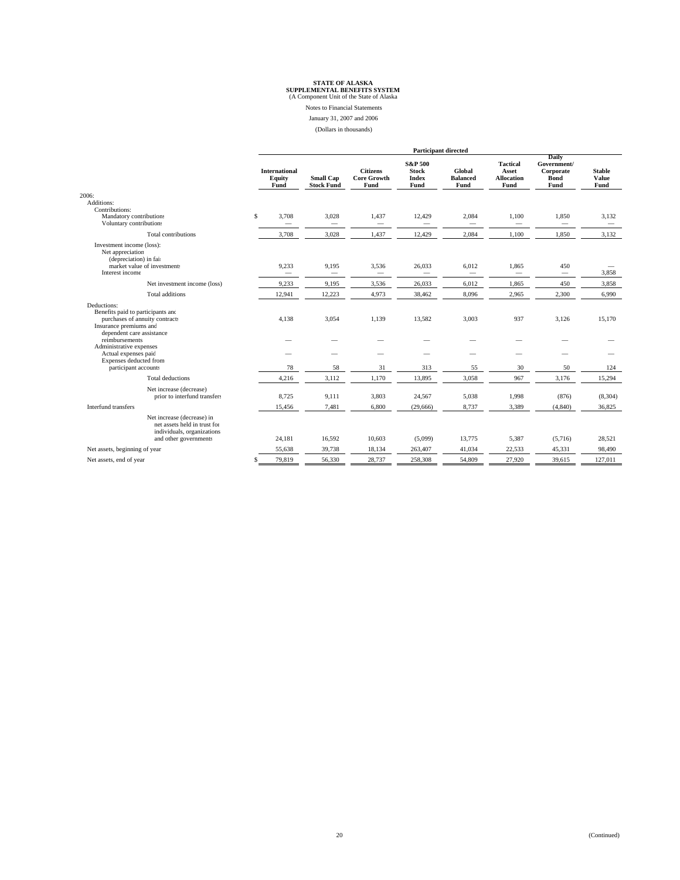**STATE OF ALASKA**
**SUPPLEMENTAL BENEFITS SYSTEM**
(A Component Unit of the State of Alaska)

Notes to Financial Statements

January 31, 2007 and 2006

(Dollars in thousands)

| | Participant directed | | | | | | | |
|---|---|---|---|---|---|---|---|---|
| | International Equity Fund | Small Cap Stock Fund | Citizens Core Growth Fund | S&P 500 Stock Index Fund | Global Balanced Fund | Tactical Asset Allocation Fund | Daily Government/ Corporate Bond Fund | Stable Value Fund |
| 2006: | | | | | | | | |
| Additions: | | | | | | | | |
| Contributions: | | | | | | | | |
| Mandatory contributions | $ 3,708 | 3,028 | 1,437 | 12,429 | 2,084 | 1,100 | 1,850 | 3,132 |
| Voluntary contributions | — | — | — | — | — | — | — | — |
| Total contributions | 3,708 | 3,028 | 1,437 | 12,429 | 2,084 | 1,100 | 1,850 | 3,132 |
| Investment income (loss): | | | | | | | | |
| Net appreciation (depreciation) in fair market value of investments | 9,233 | 9,195 | 3,536 | 26,033 | 6,012 | 1,865 | 450 | — |
| Interest income | — | — | — | — | — | — | — | 3,858 |
| Net investment income (loss) | 9,233 | 9,195 | 3,536 | 26,033 | 6,012 | 1,865 | 450 | 3,858 |
| Total additions | 12,941 | 12,223 | 4,973 | 38,462 | 8,096 | 2,965 | 2,300 | 6,990 |
| Deductions: | | | | | | | | |
| Benefits paid to participants and purchases of annuity contracts | 4,138 | 3,054 | 1,139 | 13,582 | 3,003 | 937 | 3,126 | 15,170 |
| Insurance premiums and dependent care assistance reimbursements | — | — | — | — | — | — | — | — |
| Administrative expenses | | | | | | | | |
| Actual expenses paid | — | — | — | — | — | — | — | — |
| Expenses deducted from participant accounts | 78 | 58 | 31 | 313 | 55 | 30 | 50 | 124 |
| Total deductions | 4,216 | 3,112 | 1,170 | 13,895 | 3,058 | 967 | 3,176 | 15,294 |
| Net increase (decrease) prior to interfund transfers | 8,725 | 9,111 | 3,803 | 24,567 | 5,038 | 1,998 | (876) | (8,304) |
| Interfund transfers | 15,456 | 7,481 | 6,800 | (29,666) | 8,737 | 3,389 | (4,840) | 36,825 |
| Net increase (decrease) in net assets held in trust for individuals, organizations and other governments | 24,181 | 16,592 | 10,603 | (5,099) | 13,775 | 5,387 | (5,716) | 28,521 |
| Net assets, beginning of year | 55,638 | 39,738 | 18,134 | 263,407 | 41,034 | 22,533 | 45,331 | 98,490 |
| Net assets, end of year | $ 79,819 | 56,330 | 28,737 | 258,308 | 54,809 | 27,920 | 39,615 | 127,011 |

(Continued)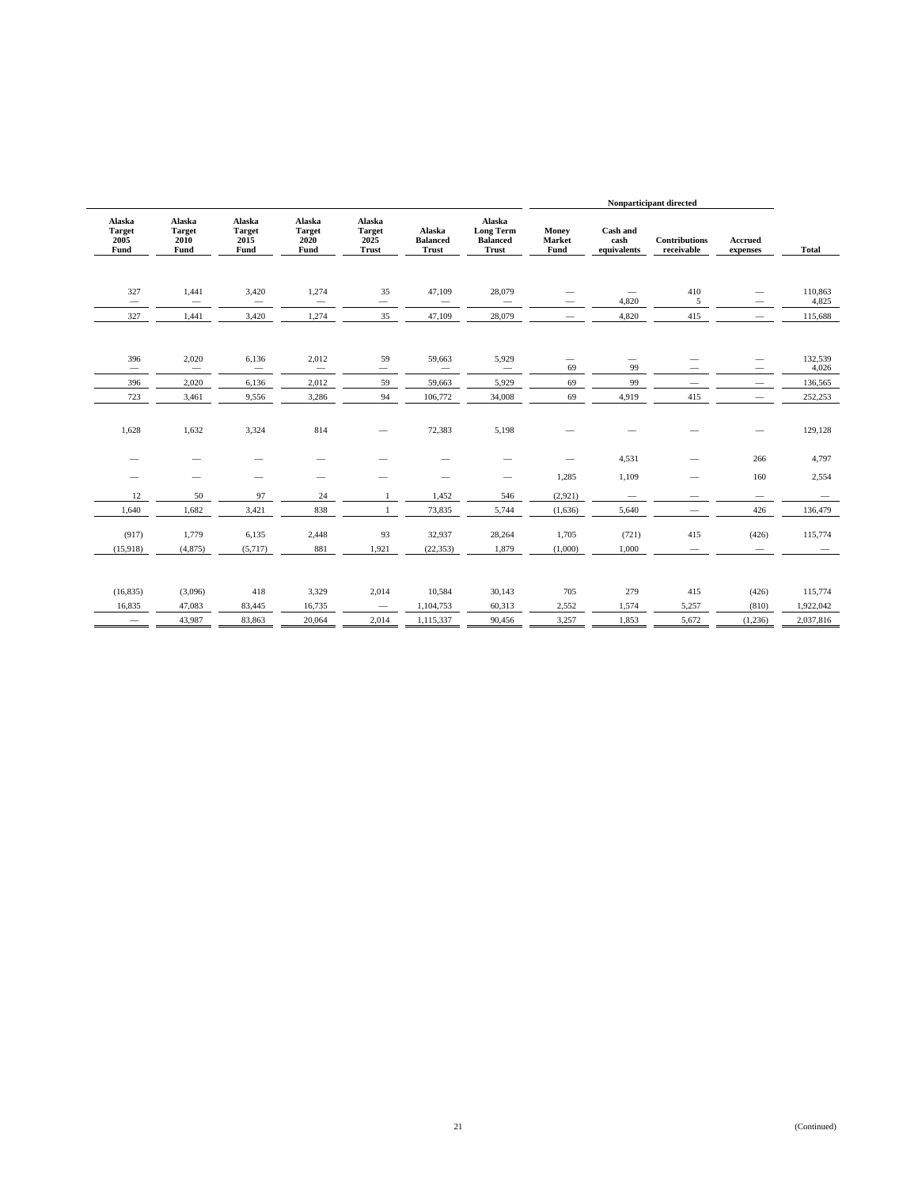| Alaska Target 2005 Fund | Alaska Target 2010 Fund | Alaska Target 2015 Fund | Alaska Target 2020 Fund | Alaska Target 2025 Trust | Alaska Balanced Trust | Alaska Long Term Balanced Trust | Nonparticipant directed | | | | Total |
|---|---|---|---|---|---|---|---|---|---|---|---|
| | | | | | | | Money Market Fund | Cash and cash equivalents | Contributions receivable | Accrued expenses | |
| 327 | 1,441 | 3,420 | 1,274 | 35 | 47,109 | 28,079 | — | — | 410 | — | 110,863 |
| — | — | — | — | — | — | — | — | 4,820 | 5 | — | 4,825 |
| 327 | 1,441 | 3,420 | 1,274 | 35 | 47,109 | 28,079 | — | 4,820 | 415 | — | 115,688 |
| 396 | 2,020 | 6,136 | 2,012 | 59 | 59,663 | 5,929 | — | — | — | — | 132,539 |
| — | — | — | — | — | — | — | 69 | 99 | — | — | 4,026 |
| 396 | 2,020 | 6,136 | 2,012 | 59 | 59,663 | 5,929 | 69 | 99 | — | — | 136,565 |
| 723 | 3,461 | 9,556 | 3,286 | 94 | 106,772 | 34,008 | 69 | 4,919 | 415 | — | 252,253 |
| 1,628 | 1,632 | 3,324 | 814 | — | 72,383 | 5,198 | — | — | — | — | 129,128 |
| — | — | — | — | — | — | — | — | 4,531 | — | 266 | 4,797 |
| — | — | — | — | — | — | — | 1,285 | 1,109 | — | 160 | 2,554 |
| 12 | 50 | 97 | 24 | 1 | 1,452 | 546 | (2,921) | — | — | — | — |
| 1,640 | 1,682 | 3,421 | 838 | 1 | 73,835 | 5,744 | (1,636) | 5,640 | — | 426 | 136,479 |
| (917) | 1,779 | 6,135 | 2,448 | 93 | 32,937 | 28,264 | 1,705 | (721) | 415 | (426) | 115,774 |
| (15,918) | (4,875) | (5,717) | 881 | 1,921 | (22,353) | 1,879 | (1,000) | 1,000 | — | — | — |
| (16,835) | (3,096) | 418 | 3,329 | 2,014 | 10,584 | 30,143 | 705 | 279 | 415 | (426) | 115,774 |
| 16,835 | 47,083 | 83,445 | 16,735 | — | 1,104,753 | 60,313 | 2,552 | 1,574 | 5,257 | (810) | 1,922,042 |
| — | 43,987 | 83,863 | 20,064 | 2,014 | 1,115,337 | 90,456 | 3,257 | 1,853 | 5,672 | (1,236) | 2,037,816 |

(Continued)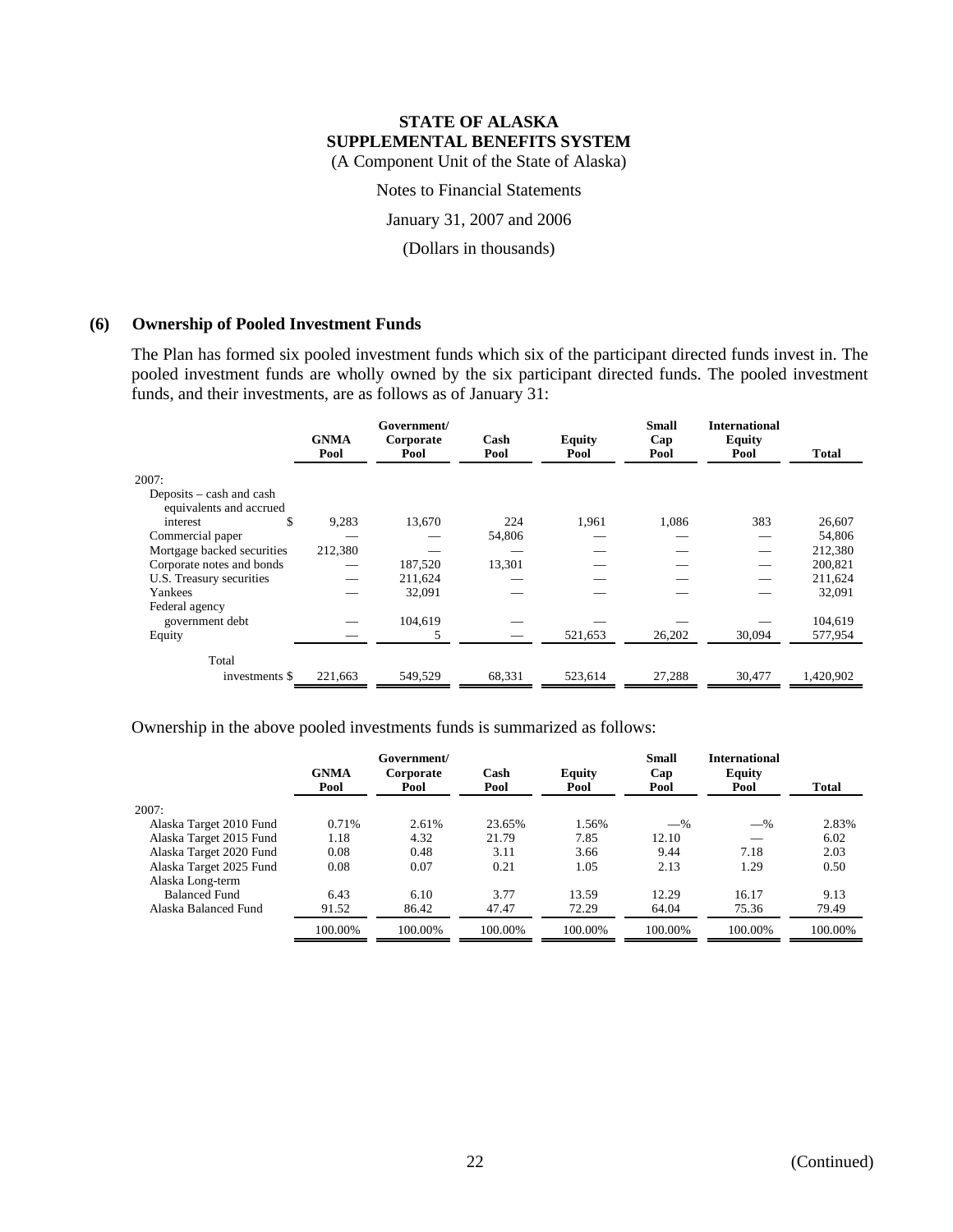**STATE OF ALASKA**
**SUPPLEMENTAL BENEFITS SYSTEM**
(A Component Unit of the State of Alaska)

Notes to Financial Statements

January 31, 2007 and 2006

(Dollars in thousands)

## (6) Ownership of Pooled Investment Funds

The Plan has formed six pooled investment funds which six of the participant directed funds invest in. The pooled investment funds are wholly owned by the six participant directed funds. The pooled investment funds, and their investments, are as follows as of January 31:

| | GNMA Pool | Government/ Corporate Pool | Cash Pool | Equity Pool | Small Cap Pool | International Equity Pool | Total |
|---|---|---|---|---|---|---|---|
| 2007: | | | | | | | |
| Deposits – cash and cash equivalents and accrued interest | $ 9,283 | 13,670 | 224 | 1,961 | 1,086 | 383 | 26,607 |
| Commercial paper | — | — | 54,806 | — | — | — | 54,806 |
| Mortgage backed securities | 212,380 | — | — | — | — | — | 212,380 |
| Corporate notes and bonds | — | 187,520 | 13,301 | — | — | — | 200,821 |
| U.S. Treasury securities | — | 211,624 | — | — | — | — | 211,624 |
| Yankees | — | 32,091 | — | — | — | — | 32,091 |
| Federal agency government debt | — | 104,619 | — | — | — | — | 104,619 |
| Equity | — | 5 | — | 521,653 | 26,202 | 30,094 | 577,954 |
| Total investments | $ 221,663 | 549,529 | 68,331 | 523,614 | 27,288 | 30,477 | 1,420,902 |

Ownership in the above pooled investments funds is summarized as follows:

| | GNMA Pool | Government/ Corporate Pool | Cash Pool | Equity Pool | Small Cap Pool | International Equity Pool | Total |
|---|---|---|---|---|---|---|---|
| 2007: | | | | | | | |
| Alaska Target 2010 Fund | 0.71% | 2.61% | 23.65% | 1.56% | —% | —% | 2.83% |
| Alaska Target 2015 Fund | 1.18 | 4.32 | 21.79 | 7.85 | 12.10 | — | 6.02 |
| Alaska Target 2020 Fund | 0.08 | 0.48 | 3.11 | 3.66 | 9.44 | 7.18 | 2.03 |
| Alaska Target 2025 Fund | 0.08 | 0.07 | 0.21 | 1.05 | 2.13 | 1.29 | 0.50 |
| Alaska Long-term Balanced Fund | 6.43 | 6.10 | 3.77 | 13.59 | 12.29 | 16.17 | 9.13 |
| Alaska Balanced Fund | 91.52 | 86.42 | 47.47 | 72.29 | 64.04 | 75.36 | 79.49 |
| | 100.00% | 100.00% | 100.00% | 100.00% | 100.00% | 100.00% | 100.00% |

(Continued)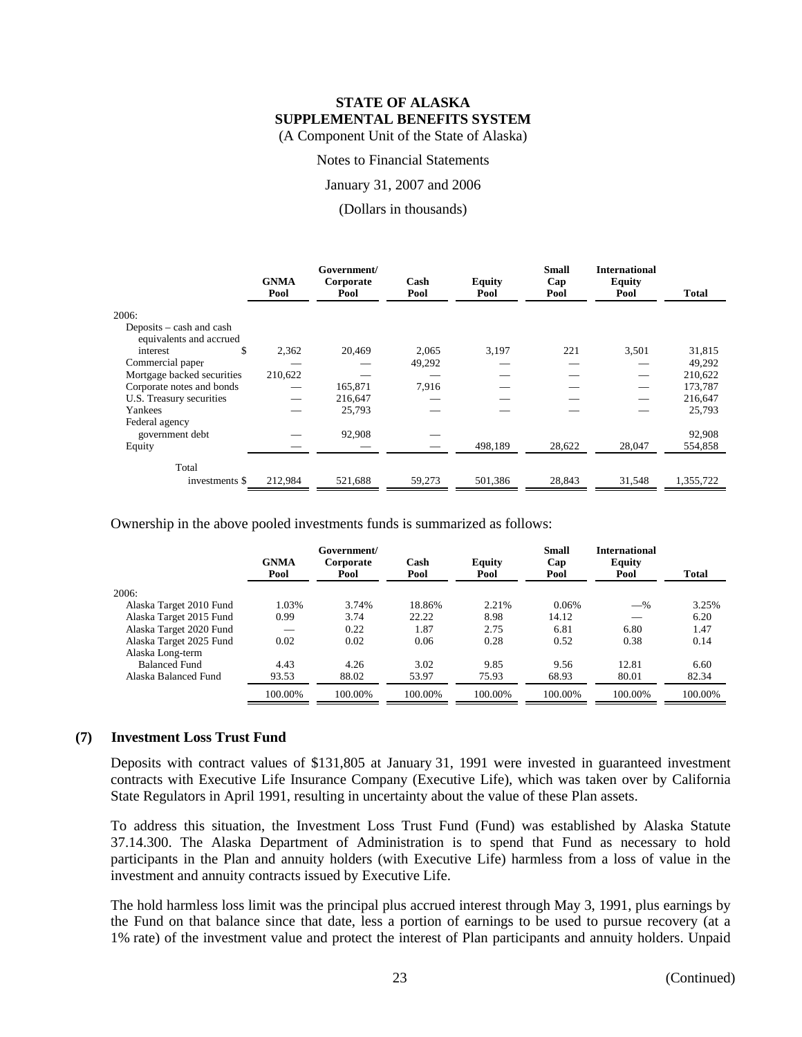| | GNMA Pool | Government/ Corporate Pool | Cash Pool | Equity Pool | Small Cap Pool | International Equity Pool | Total |
|---|---|---|---|---|---|---|---|
| 2006: | | | | | | | |
| Deposits – cash and cash equivalents and accrued interest $ | 2,362 | 20,469 | 2,065 | 3,197 | 221 | 3,501 | 31,815 |
| Commercial paper | — | — | 49,292 | — | — | — | 49,292 |
| Mortgage backed securities | 210,622 | — | — | — | — | — | 210,622 |
| Corporate notes and bonds | — | 165,871 | 7,916 | — | — | — | 173,787 |
| U.S. Treasury securities | — | 216,647 | — | — | — | — | 216,647 |
| Yankees | — | 25,793 | — | — | — | — | 25,793 |
| Federal agency government debt | — | 92,908 | — | | | | 92,908 |
| Equity | — | — | — | 498,189 | 28,622 | 28,047 | 554,858 |
| Total investments $ | 212,984 | 521,688 | 59,273 | 501,386 | 28,843 | 31,548 | 1,355,722 |

Ownership in the above pooled investments funds is summarized as follows:

| | GNMA Pool | Government/ Corporate Pool | Cash Pool | Equity Pool | Small Cap Pool | International Equity Pool | Total |
|---|---|---|---|---|---|---|---|
| 2006: | | | | | | | |
| Alaska Target 2010 Fund | 1.03% | 3.74% | 18.86% | 2.21% | 0.06% | —% | 3.25% |
| Alaska Target 2015 Fund | 0.99 | 3.74 | 22.22 | 8.98 | 14.12 | — | 6.20 |
| Alaska Target 2020 Fund | — | 0.22 | 1.87 | 2.75 | 6.81 | 6.80 | 1.47 |
| Alaska Target 2025 Fund | 0.02 | 0.02 | 0.06 | 0.28 | 0.52 | 0.38 | 0.14 |
| Alaska Long-term Balanced Fund | 4.43 | 4.26 | 3.02 | 9.85 | 9.56 | 12.81 | 6.60 |
| Alaska Balanced Fund | 93.53 | 88.02 | 53.97 | 75.93 | 68.93 | 80.01 | 82.34 |
| | 100.00% | 100.00% | 100.00% | 100.00% | 100.00% | 100.00% | 100.00% |

## (7) Investment Loss Trust Fund

Deposits with contract values of $131,805 at January 31, 1991 were invested in guaranteed investment contracts with Executive Life Insurance Company (Executive Life), which was taken over by California State Regulators in April 1991, resulting in uncertainty about the value of these Plan assets.

To address this situation, the Investment Loss Trust Fund (Fund) was established by Alaska Statute 37.14.300. The Alaska Department of Administration is to spend that Fund as necessary to hold participants in the Plan and annuity holders (with Executive Life) harmless from a loss of value in the investment and annuity contracts issued by Executive Life.

The hold harmless loss limit was the principal plus accrued interest through May 3, 1991, plus earnings by the Fund on that balance since that date, less a portion of earnings to be used to pursue recovery (at a 1% rate) of the investment value and protect the interest of Plan participants and annuity holders. Unpaid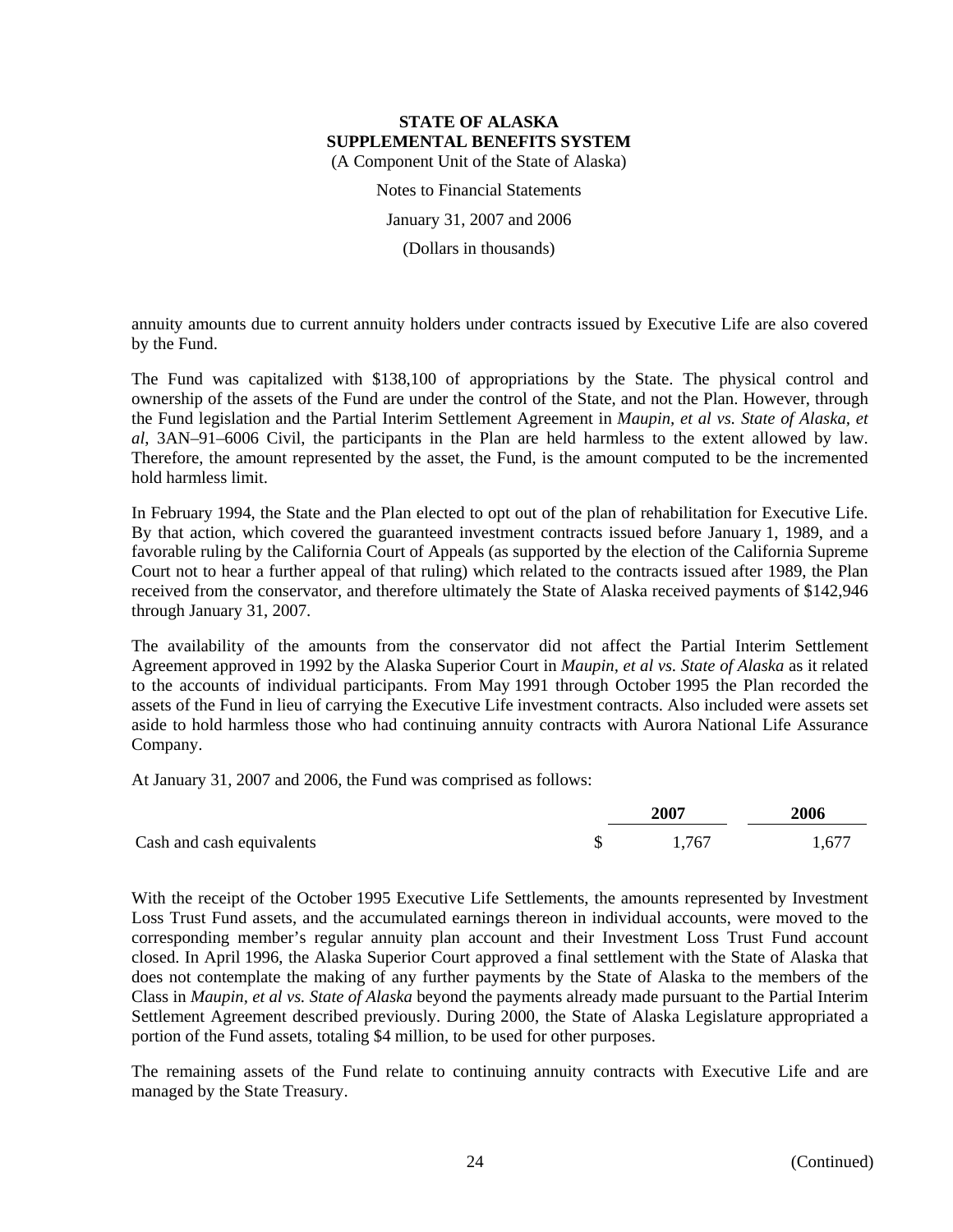annuity amounts due to current annuity holders under contracts issued by Executive Life are also covered by the Fund.

The Fund was capitalized with $138,100 of appropriations by the State. The physical control and ownership of the assets of the Fund are under the control of the State, and not the Plan. However, through the Fund legislation and the Partial Interim Settlement Agreement in *Maupin, et al vs. State of Alaska, et al*, 3AN–91–6006 Civil, the participants in the Plan are held harmless to the extent allowed by law. Therefore, the amount represented by the asset, the Fund, is the amount computed to be the incremented hold harmless limit.

In February 1994, the State and the Plan elected to opt out of the plan of rehabilitation for Executive Life. By that action, which covered the guaranteed investment contracts issued before January 1, 1989, and a favorable ruling by the California Court of Appeals (as supported by the election of the California Supreme Court not to hear a further appeal of that ruling) which related to the contracts issued after 1989, the Plan received from the conservator, and therefore ultimately the State of Alaska received payments of $142,946 through January 31, 2007.

The availability of the amounts from the conservator did not affect the Partial Interim Settlement Agreement approved in 1992 by the Alaska Superior Court in *Maupin, et al vs. State of Alaska* as it related to the accounts of individual participants. From May 1991 through October 1995 the Plan recorded the assets of the Fund in lieu of carrying the Executive Life investment contracts. Also included were assets set aside to hold harmless those who had continuing annuity contracts with Aurora National Life Assurance Company.

At January 31, 2007 and 2006, the Fund was comprised as follows:

| | 2007 | 2006 |
|---|---|---|
| Cash and cash equivalents | $ 1,767 | 1,677 |

With the receipt of the October 1995 Executive Life Settlements, the amounts represented by Investment Loss Trust Fund assets, and the accumulated earnings thereon in individual accounts, were moved to the corresponding member's regular annuity plan account and their Investment Loss Trust Fund account closed. In April 1996, the Alaska Superior Court approved a final settlement with the State of Alaska that does not contemplate the making of any further payments by the State of Alaska to the members of the Class in *Maupin, et al vs. State of Alaska* beyond the payments already made pursuant to the Partial Interim Settlement Agreement described previously. During 2000, the State of Alaska Legislature appropriated a portion of the Fund assets, totaling $4 million, to be used for other purposes.

The remaining assets of the Fund relate to continuing annuity contracts with Executive Life and are managed by the State Treasury.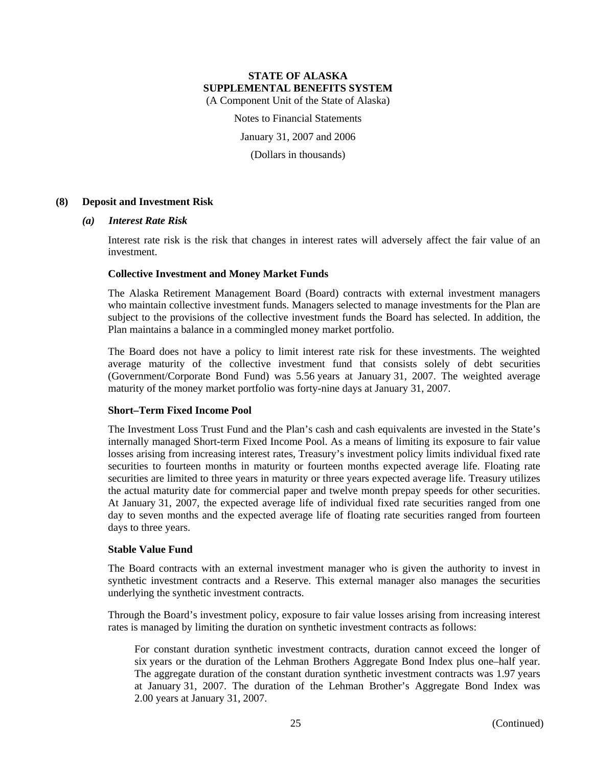## (8) Deposit and Investment Risk

### *(a) Interest Rate Risk*

Interest rate risk is the risk that changes in interest rates will adversely affect the fair value of an investment.

**Collective Investment and Money Market Funds**

The Alaska Retirement Management Board (Board) contracts with external investment managers who maintain collective investment funds. Managers selected to manage investments for the Plan are subject to the provisions of the collective investment funds the Board has selected. In addition, the Plan maintains a balance in a commingled money market portfolio.

The Board does not have a policy to limit interest rate risk for these investments. The weighted average maturity of the collective investment fund that consists solely of debt securities (Government/Corporate Bond Fund) was 5.56 years at January 31, 2007. The weighted average maturity of the money market portfolio was forty-nine days at January 31, 2007.

**Short–Term Fixed Income Pool**

The Investment Loss Trust Fund and the Plan's cash and cash equivalents are invested in the State's internally managed Short-term Fixed Income Pool. As a means of limiting its exposure to fair value losses arising from increasing interest rates, Treasury's investment policy limits individual fixed rate securities to fourteen months in maturity or fourteen months expected average life. Floating rate securities are limited to three years in maturity or three years expected average life. Treasury utilizes the actual maturity date for commercial paper and twelve month prepay speeds for other securities. At January 31, 2007, the expected average life of individual fixed rate securities ranged from one day to seven months and the expected average life of floating rate securities ranged from fourteen days to three years.

**Stable Value Fund**

The Board contracts with an external investment manager who is given the authority to invest in synthetic investment contracts and a Reserve. This external manager also manages the securities underlying the synthetic investment contracts.

Through the Board's investment policy, exposure to fair value losses arising from increasing interest rates is managed by limiting the duration on synthetic investment contracts as follows:

For constant duration synthetic investment contracts, duration cannot exceed the longer of six years or the duration of the Lehman Brothers Aggregate Bond Index plus one–half year. The aggregate duration of the constant duration synthetic investment contracts was 1.97 years at January 31, 2007. The duration of the Lehman Brother's Aggregate Bond Index was 2.00 years at January 31, 2007.

(Continued)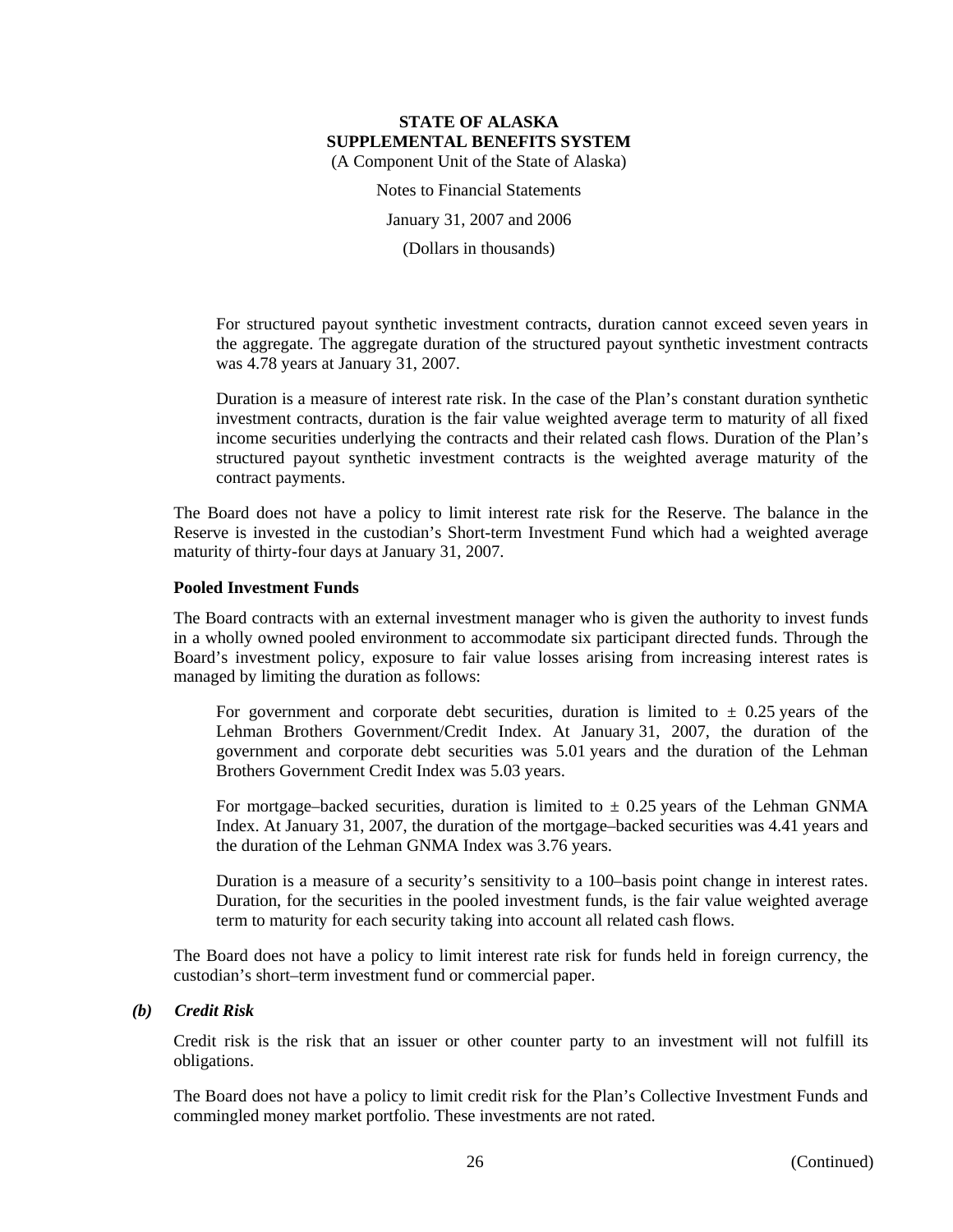For structured payout synthetic investment contracts, duration cannot exceed seven years in the aggregate. The aggregate duration of the structured payout synthetic investment contracts was 4.78 years at January 31, 2007.

Duration is a measure of interest rate risk. In the case of the Plan's constant duration synthetic investment contracts, duration is the fair value weighted average term to maturity of all fixed income securities underlying the contracts and their related cash flows. Duration of the Plan's structured payout synthetic investment contracts is the weighted average maturity of the contract payments.

The Board does not have a policy to limit interest rate risk for the Reserve. The balance in the Reserve is invested in the custodian's Short-term Investment Fund which had a weighted average maturity of thirty-four days at January 31, 2007.

**Pooled Investment Funds**

The Board contracts with an external investment manager who is given the authority to invest funds in a wholly owned pooled environment to accommodate six participant directed funds. Through the Board's investment policy, exposure to fair value losses arising from increasing interest rates is managed by limiting the duration as follows:

For government and corporate debt securities, duration is limited to ± 0.25 years of the Lehman Brothers Government/Credit Index. At January 31, 2007, the duration of the government and corporate debt securities was 5.01 years and the duration of the Lehman Brothers Government Credit Index was 5.03 years.

For mortgage–backed securities, duration is limited to ± 0.25 years of the Lehman GNMA Index. At January 31, 2007, the duration of the mortgage–backed securities was 4.41 years and the duration of the Lehman GNMA Index was 3.76 years.

Duration is a measure of a security's sensitivity to a 100–basis point change in interest rates. Duration, for the securities in the pooled investment funds, is the fair value weighted average term to maturity for each security taking into account all related cash flows.

The Board does not have a policy to limit interest rate risk for funds held in foreign currency, the custodian's short–term investment fund or commercial paper.

***(b) Credit Risk***

Credit risk is the risk that an issuer or other counter party to an investment will not fulfill its obligations.

The Board does not have a policy to limit credit risk for the Plan's Collective Investment Funds and commingled money market portfolio. These investments are not rated.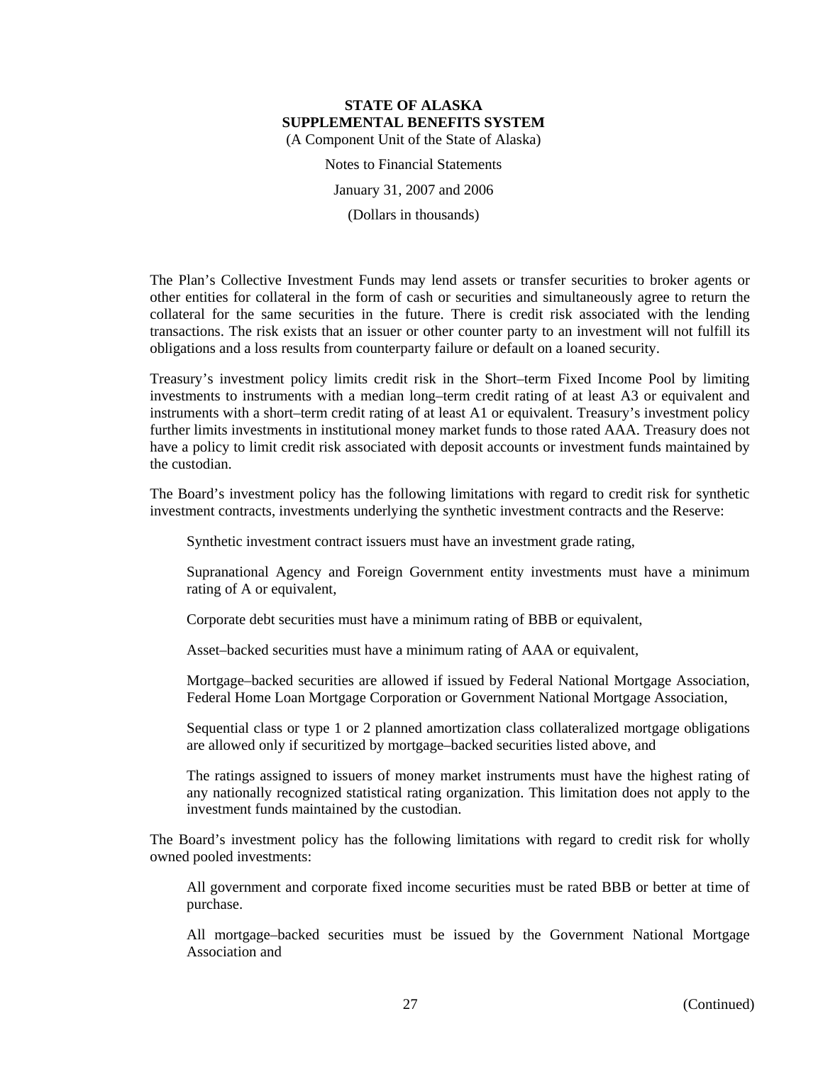The Plan's Collective Investment Funds may lend assets or transfer securities to broker agents or other entities for collateral in the form of cash or securities and simultaneously agree to return the collateral for the same securities in the future. There is credit risk associated with the lending transactions. The risk exists that an issuer or other counter party to an investment will not fulfill its obligations and a loss results from counterparty failure or default on a loaned security.

Treasury's investment policy limits credit risk in the Short–term Fixed Income Pool by limiting investments to instruments with a median long–term credit rating of at least A3 or equivalent and instruments with a short–term credit rating of at least A1 or equivalent. Treasury's investment policy further limits investments in institutional money market funds to those rated AAA. Treasury does not have a policy to limit credit risk associated with deposit accounts or investment funds maintained by the custodian.

The Board's investment policy has the following limitations with regard to credit risk for synthetic investment contracts, investments underlying the synthetic investment contracts and the Reserve:

Synthetic investment contract issuers must have an investment grade rating,

Supranational Agency and Foreign Government entity investments must have a minimum rating of A or equivalent,

Corporate debt securities must have a minimum rating of BBB or equivalent,

Asset–backed securities must have a minimum rating of AAA or equivalent,

Mortgage–backed securities are allowed if issued by Federal National Mortgage Association, Federal Home Loan Mortgage Corporation or Government National Mortgage Association,

Sequential class or type 1 or 2 planned amortization class collateralized mortgage obligations are allowed only if securitized by mortgage–backed securities listed above, and

The ratings assigned to issuers of money market instruments must have the highest rating of any nationally recognized statistical rating organization. This limitation does not apply to the investment funds maintained by the custodian.

The Board's investment policy has the following limitations with regard to credit risk for wholly owned pooled investments:

All government and corporate fixed income securities must be rated BBB or better at time of purchase.

All mortgage–backed securities must be issued by the Government National Mortgage Association and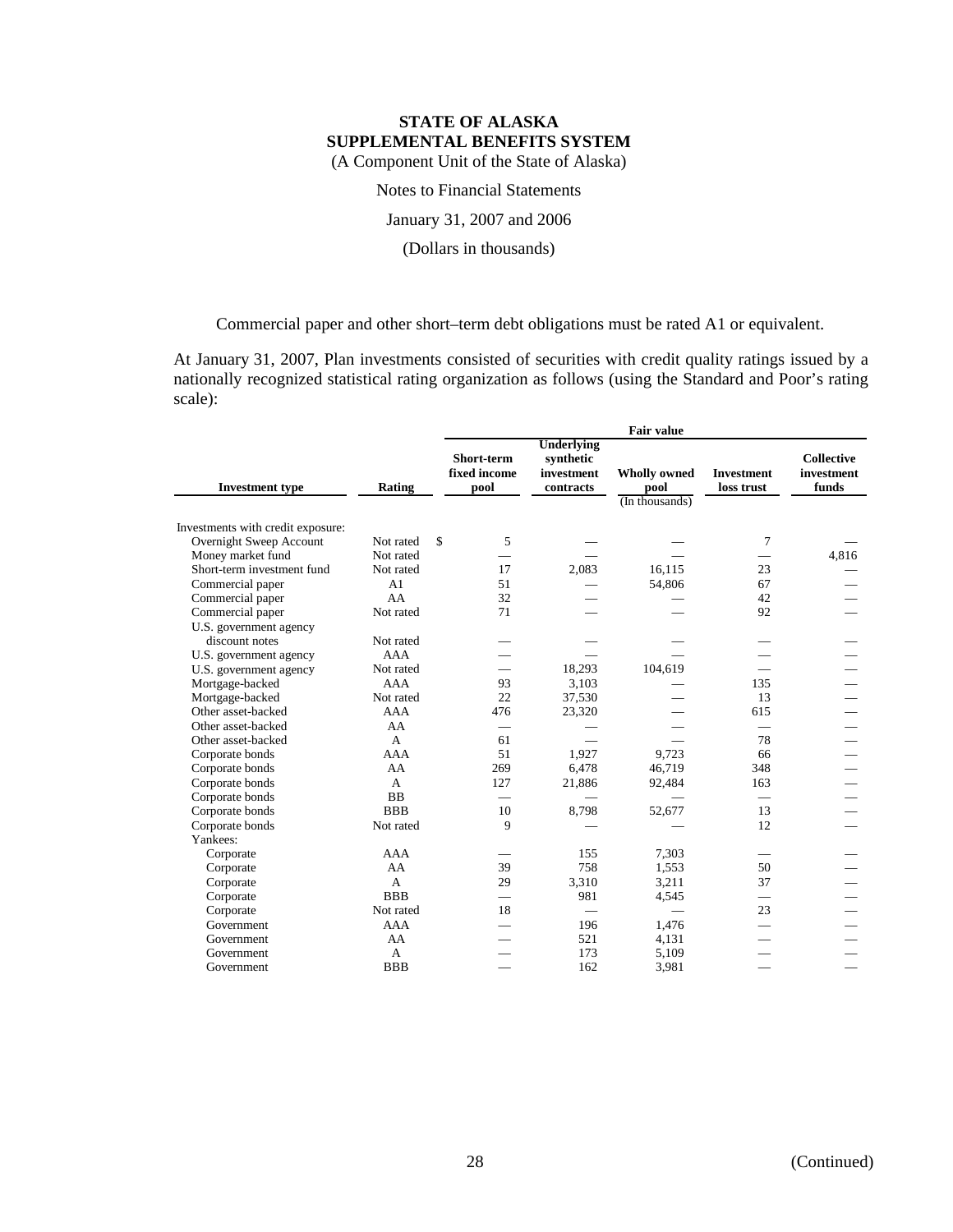Commercial paper and other short–term debt obligations must be rated A1 or equivalent.

At January 31, 2007, Plan investments consisted of securities with credit quality ratings issued by a nationally recognized statistical rating organization as follows (using the Standard and Poor's rating scale):

| Investment type | Rating | Fair value | | | | |
|---|---|---|---|---|---|---|
| | | Short-term fixed income pool | Underlying synthetic investment contracts | Wholly owned pool (In thousands) | Investment loss trust | Collective investment funds |
| Investments with credit exposure: | | | | | | |
| Overnight Sweep Account | Not rated | $ 5 | — | — | 7 | — |
| Money market fund | Not rated | — | — | — | — | 4,816 |
| Short-term investment fund | Not rated | 17 | 2,083 | 16,115 | 23 | — |
| Commercial paper | A1 | 51 | — | 54,806 | 67 | — |
| Commercial paper | AA | 32 | — | — | 42 | — |
| Commercial paper | Not rated | 71 | — | — | 92 | — |
| U.S. government agency discount notes | Not rated | — | — | — | — | — |
| U.S. government agency | AAA | — | — | — | — | — |
| U.S. government agency | Not rated | — | 18,293 | 104,619 | — | — |
| Mortgage-backed | AAA | 93 | 3,103 | — | 135 | — |
| Mortgage-backed | Not rated | 22 | 37,530 | — | 13 | — |
| Other asset-backed | AAA | 476 | 23,320 | — | 615 | — |
| Other asset-backed | AA | — | — | — | — | — |
| Other asset-backed | A | 61 | — | — | 78 | — |
| Corporate bonds | AAA | 51 | 1,927 | 9,723 | 66 | — |
| Corporate bonds | AA | 269 | 6,478 | 46,719 | 348 | — |
| Corporate bonds | A | 127 | 21,886 | 92,484 | 163 | — |
| Corporate bonds | BB | — | — | — | — | — |
| Corporate bonds | BBB | 10 | 8,798 | 52,677 | 13 | — |
| Corporate bonds | Not rated | 9 | — | — | 12 | — |
| Yankees: | | | | | | |
| Corporate | AAA | — | 155 | 7,303 | — | — |
| Corporate | AA | 39 | 758 | 1,553 | 50 | — |
| Corporate | A | 29 | 3,310 | 3,211 | 37 | — |
| Corporate | BBB | — | 981 | 4,545 | — | — |
| Corporate | Not rated | 18 | — | — | 23 | — |
| Government | AAA | — | 196 | 1,476 | — | — |
| Government | AA | — | 521 | 4,131 | — | — |
| Government | A | — | 173 | 5,109 | — | — |
| Government | BBB | — | 162 | 3,981 | — | — |

(Continued)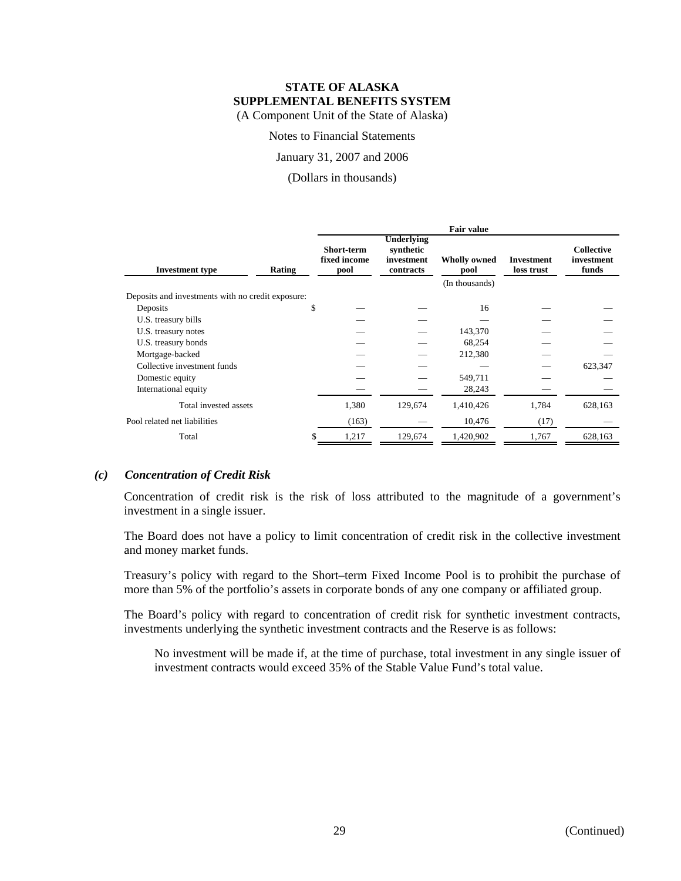# STATE OF ALASKA
## SUPPLEMENTAL BENEFITS SYSTEM
(A Component Unit of the State of Alaska)

Notes to Financial Statements

January 31, 2007 and 2006

(Dollars in thousands)

| Investment type | Rating | Fair value | | | | |
|---|---|---|---|---|---|---|
| | | Short-term fixed income pool | Underlying synthetic investment contracts | Wholly owned pool | Investment loss trust | Collective investment funds |
| | | | | (In thousands) | | |
| Deposits and investments with no credit exposure: | | | | | | |
| Deposits | | $ — | — | 16 | — | — |
| U.S. treasury bills | | — | — | — | — | — |
| U.S. treasury notes | | — | — | 143,370 | — | — |
| U.S. treasury bonds | | — | — | 68,254 | — | — |
| Mortgage-backed | | — | — | 212,380 | — | — |
| Collective investment funds | | — | — | — | — | 623,347 |
| Domestic equity | | — | — | 549,711 | — | — |
| International equity | | — | — | 28,243 | — | — |
| Total invested assets | | 1,380 | 129,674 | 1,410,426 | 1,784 | 628,163 |
| Pool related net liabilities | | (163) | — | 10,476 | (17) | — |
| Total | | $ 1,217 | 129,674 | 1,420,902 | 1,767 | 628,163 |

### (c) *Concentration of Credit Risk*

Concentration of credit risk is the risk of loss attributed to the magnitude of a government's investment in a single issuer.

The Board does not have a policy to limit concentration of credit risk in the collective investment and money market funds.

Treasury's policy with regard to the Short–term Fixed Income Pool is to prohibit the purchase of more than 5% of the portfolio's assets in corporate bonds of any one company or affiliated group.

The Board's policy with regard to concentration of credit risk for synthetic investment contracts, investments underlying the synthetic investment contracts and the Reserve is as follows:

No investment will be made if, at the time of purchase, total investment in any single issuer of investment contracts would exceed 35% of the Stable Value Fund's total value.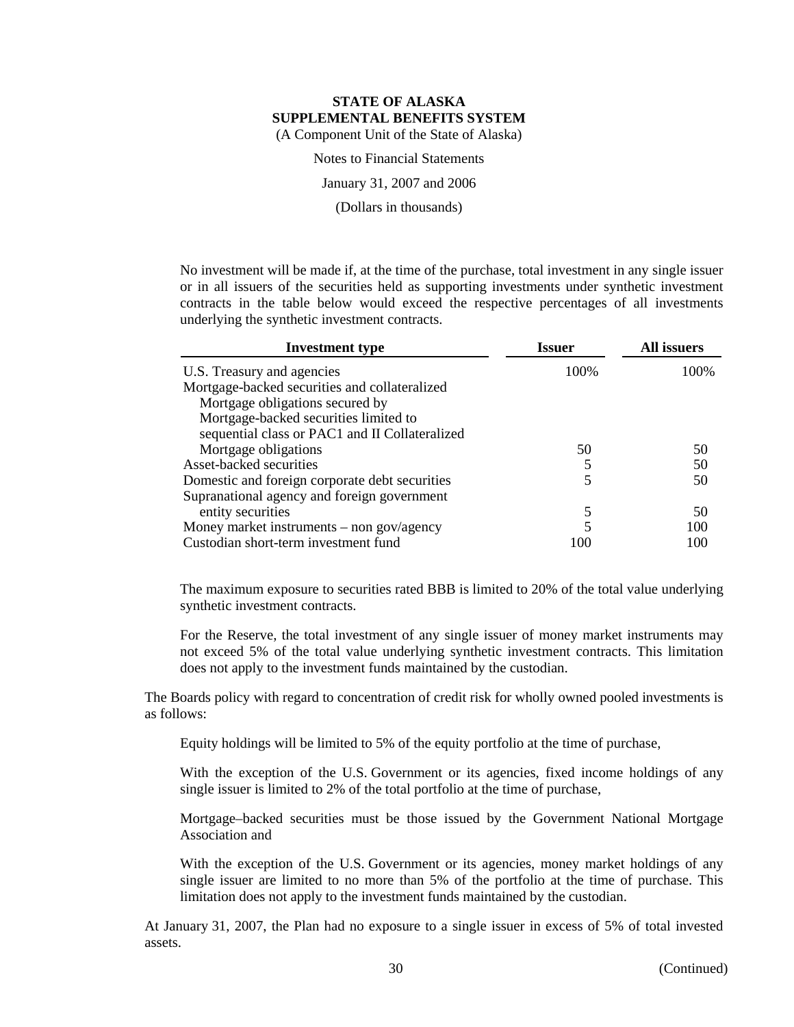No investment will be made if, at the time of the purchase, total investment in any single issuer or in all issuers of the securities held as supporting investments under synthetic investment contracts in the table below would exceed the respective percentages of all investments underlying the synthetic investment contracts.

| Investment type | Issuer | All issuers |
|---|---|---|
| U.S. Treasury and agencies | 100% | 100% |
| Mortgage-backed securities and collateralized Mortgage obligations secured by Mortgage-backed securities limited to sequential class or PAC1 and II Collateralized Mortgage obligations | 50 | 50 |
| Asset-backed securities | 5 | 50 |
| Domestic and foreign corporate debt securities | 5 | 50 |
| Supranational agency and foreign government entity securities | 5 | 50 |
| Money market instruments – non gov/agency | 5 | 100 |
| Custodian short-term investment fund | 100 | 100 |

The maximum exposure to securities rated BBB is limited to 20% of the total value underlying synthetic investment contracts.

For the Reserve, the total investment of any single issuer of money market instruments may not exceed 5% of the total value underlying synthetic investment contracts. This limitation does not apply to the investment funds maintained by the custodian.

The Boards policy with regard to concentration of credit risk for wholly owned pooled investments is as follows:

Equity holdings will be limited to 5% of the equity portfolio at the time of purchase,

With the exception of the U.S. Government or its agencies, fixed income holdings of any single issuer is limited to 2% of the total portfolio at the time of purchase,

Mortgage–backed securities must be those issued by the Government National Mortgage Association and

With the exception of the U.S. Government or its agencies, money market holdings of any single issuer are limited to no more than 5% of the portfolio at the time of purchase. This limitation does not apply to the investment funds maintained by the custodian.

At January 31, 2007, the Plan had no exposure to a single issuer in excess of 5% of total invested assets.

(Continued)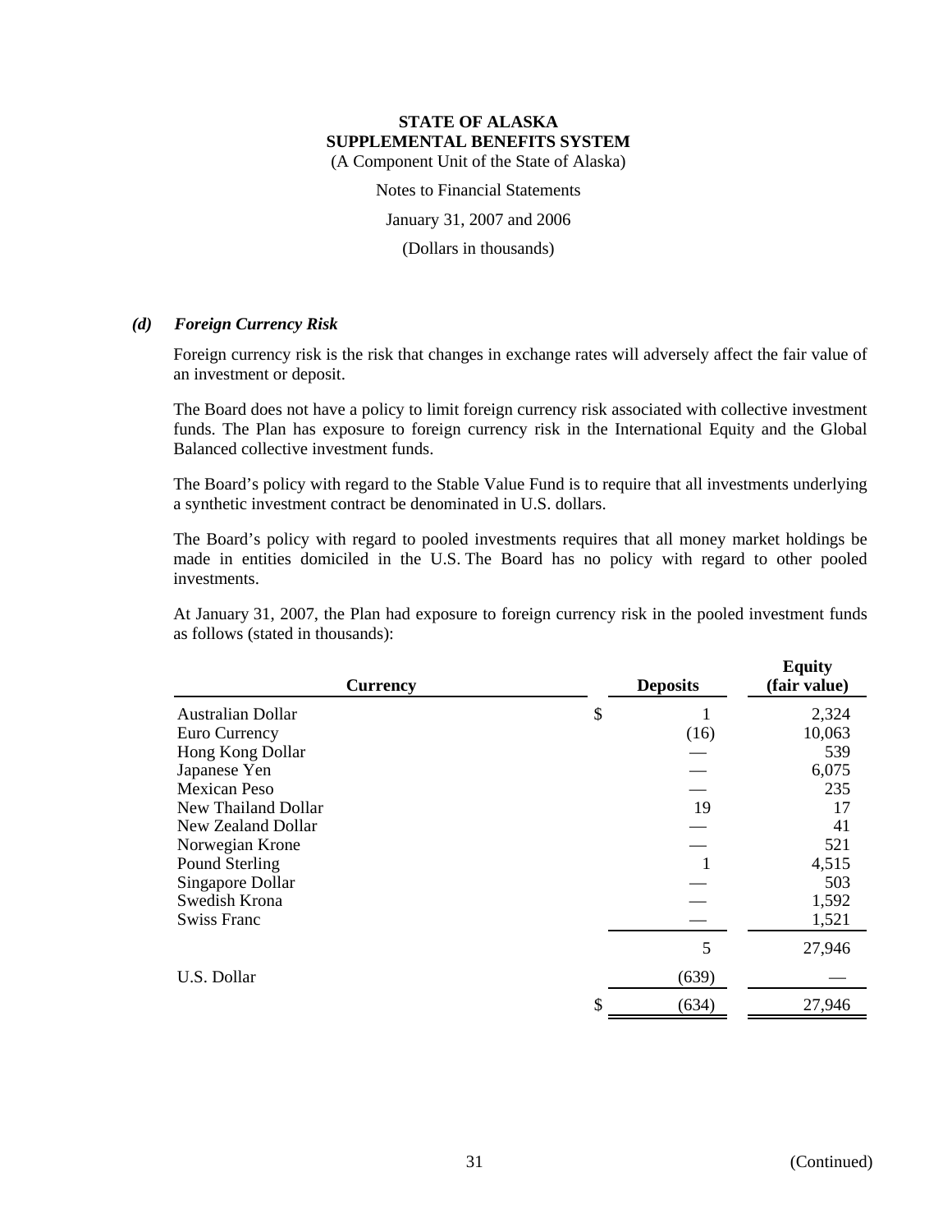# STATE OF ALASKA
# SUPPLEMENTAL BENEFITS SYSTEM

(A Component Unit of the State of Alaska)

Notes to Financial Statements

January 31, 2007 and 2006

(Dollars in thousands)

### *(d) Foreign Currency Risk*

Foreign currency risk is the risk that changes in exchange rates will adversely affect the fair value of an investment or deposit.

The Board does not have a policy to limit foreign currency risk associated with collective investment funds. The Plan has exposure to foreign currency risk in the International Equity and the Global Balanced collective investment funds.

The Board's policy with regard to the Stable Value Fund is to require that all investments underlying a synthetic investment contract be denominated in U.S. dollars.

The Board's policy with regard to pooled investments requires that all money market holdings be made in entities domiciled in the U.S. The Board has no policy with regard to other pooled investments.

At January 31, 2007, the Plan had exposure to foreign currency risk in the pooled investment funds as follows (stated in thousands):

| Currency | Deposits | Equity (fair value) |
|---|---|---|
| Australian Dollar | $ 1 | 2,324 |
| Euro Currency | (16) | 10,063 |
| Hong Kong Dollar | — | 539 |
| Japanese Yen | — | 6,075 |
| Mexican Peso | — | 235 |
| New Thailand Dollar | 19 | 17 |
| New Zealand Dollar | — | 41 |
| Norwegian Krone | — | 521 |
| Pound Sterling | 1 | 4,515 |
| Singapore Dollar | — | 503 |
| Swedish Krona | — | 1,592 |
| Swiss Franc | — | 1,521 |
| | 5 | 27,946 |
| U.S. Dollar | (639) | — |
| | $ (634) | 27,946 |

(Continued)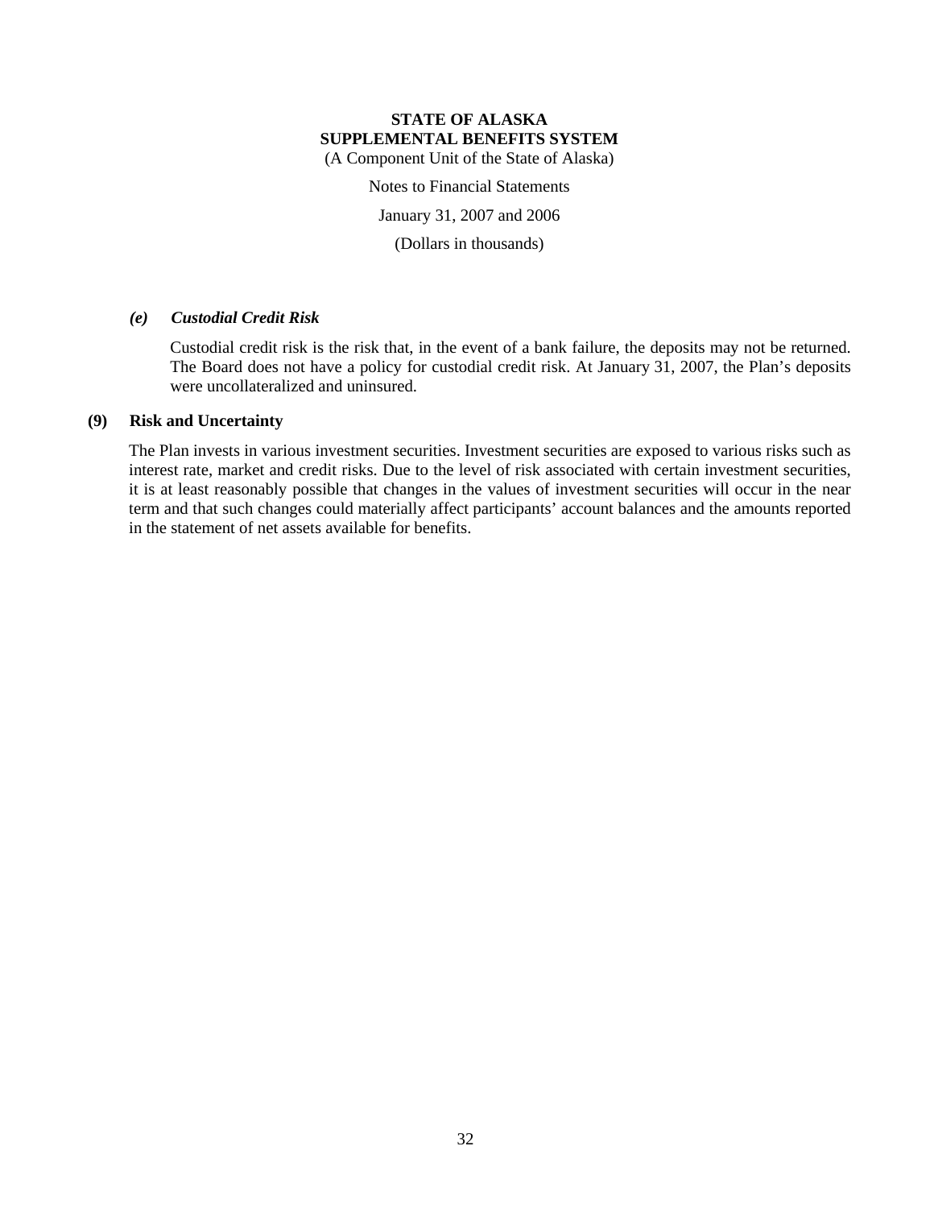# STATE OF ALASKA
## SUPPLEMENTAL BENEFITS SYSTEM

(A Component Unit of the State of Alaska)

Notes to Financial Statements

January 31, 2007 and 2006

(Dollars in thousands)

### *(e) Custodial Credit Risk*

Custodial credit risk is the risk that, in the event of a bank failure, the deposits may not be returned. The Board does not have a policy for custodial credit risk. At January 31, 2007, the Plan's deposits were uncollateralized and uninsured.

## (9) Risk and Uncertainty

The Plan invests in various investment securities. Investment securities are exposed to various risks such as interest rate, market and credit risks. Due to the level of risk associated with certain investment securities, it is at least reasonably possible that changes in the values of investment securities will occur in the near term and that such changes could materially affect participants' account balances and the amounts reported in the statement of net assets available for benefits.